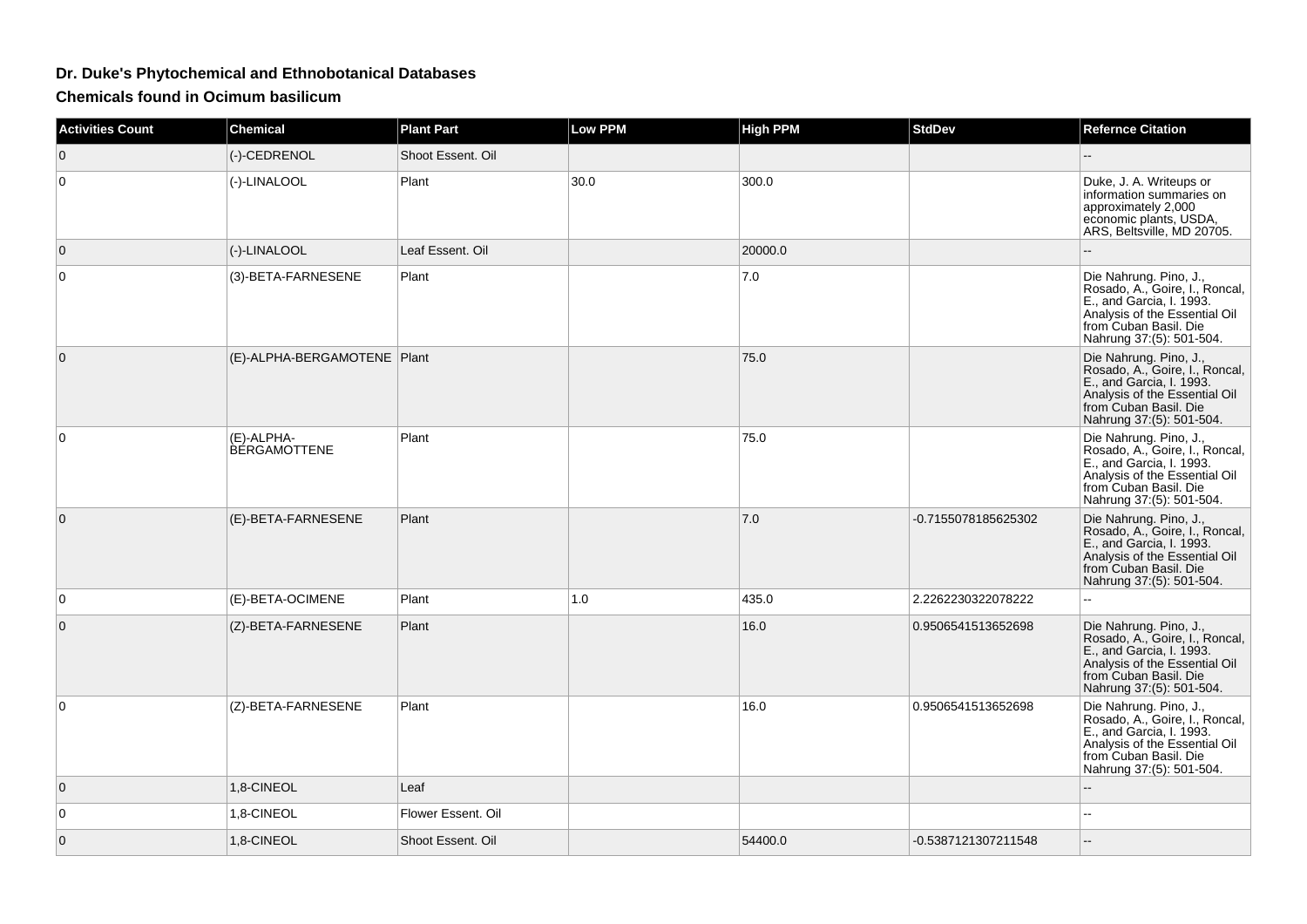## Dr. Duke's Phytochemical and Ethnobotanical Databases

### Chemicals found in Ocimum basilicum

| Activities Count | Chemical | Plant Part | Low PPM | High PPM | StdDev | Refernce Citation |
|---|---|---|---|---|---|---|
| 0 | (-)-CEDRENOL | Shoot Essent. Oil | | | | -- |
| 0 | (-)-LINALOOL | Plant | 30.0 | 300.0 | | Duke, J. A. Writeups or information summaries on approximately 2,000 economic plants, USDA, ARS, Beltsville, MD 20705. |
| 0 | (-)-LINALOOL | Leaf Essent. Oil | | 20000.0 | | -- |
| 0 | (3)-BETA-FARNESENE | Plant | | 7.0 | | Die Nahrung. Pino, J., Rosado, A., Goire, I., Roncal, E., and Garcia, I. 1993. Analysis of the Essential Oil from Cuban Basil. Die Nahrung 37:(5): 501-504. |
| 0 | (E)-ALPHA-BERGAMOTENE | Plant | | 75.0 | | Die Nahrung. Pino, J., Rosado, A., Goire, I., Roncal, E., and Garcia, I. 1993. Analysis of the Essential Oil from Cuban Basil. Die Nahrung 37:(5): 501-504. |
| 0 | (E)-ALPHA-BERGAMOTTENE | Plant | | 75.0 | | Die Nahrung. Pino, J., Rosado, A., Goire, I., Roncal, E., and Garcia, I. 1993. Analysis of the Essential Oil from Cuban Basil. Die Nahrung 37:(5): 501-504. |
| 0 | (E)-BETA-FARNESENE | Plant | | 7.0 | -0.7155078185625302 | Die Nahrung. Pino, J., Rosado, A., Goire, I., Roncal, E., and Garcia, I. 1993. Analysis of the Essential Oil from Cuban Basil. Die Nahrung 37:(5): 501-504. |
| 0 | (E)-BETA-OCIMENE | Plant | 1.0 | 435.0 | 2.2262230322078222 | -- |
| 0 | (Z)-BETA-FARNESENE | Plant | | 16.0 | 0.9506541513652698 | Die Nahrung. Pino, J., Rosado, A., Goire, I., Roncal, E., and Garcia, I. 1993. Analysis of the Essential Oil from Cuban Basil. Die Nahrung 37:(5): 501-504. |
| 0 | (Z)-BETA-FARNESENE | Plant | | 16.0 | 0.9506541513652698 | Die Nahrung. Pino, J., Rosado, A., Goire, I., Roncal, E., and Garcia, I. 1993. Analysis of the Essential Oil from Cuban Basil. Die Nahrung 37:(5): 501-504. |
| 0 | 1,8-CINEOL | Leaf | | | | -- |
| 0 | 1,8-CINEOL | Flower Essent. Oil | | | | -- |
| 0 | 1,8-CINEOL | Shoot Essent. Oil | | 54400.0 | -0.5387121307211548 | -- |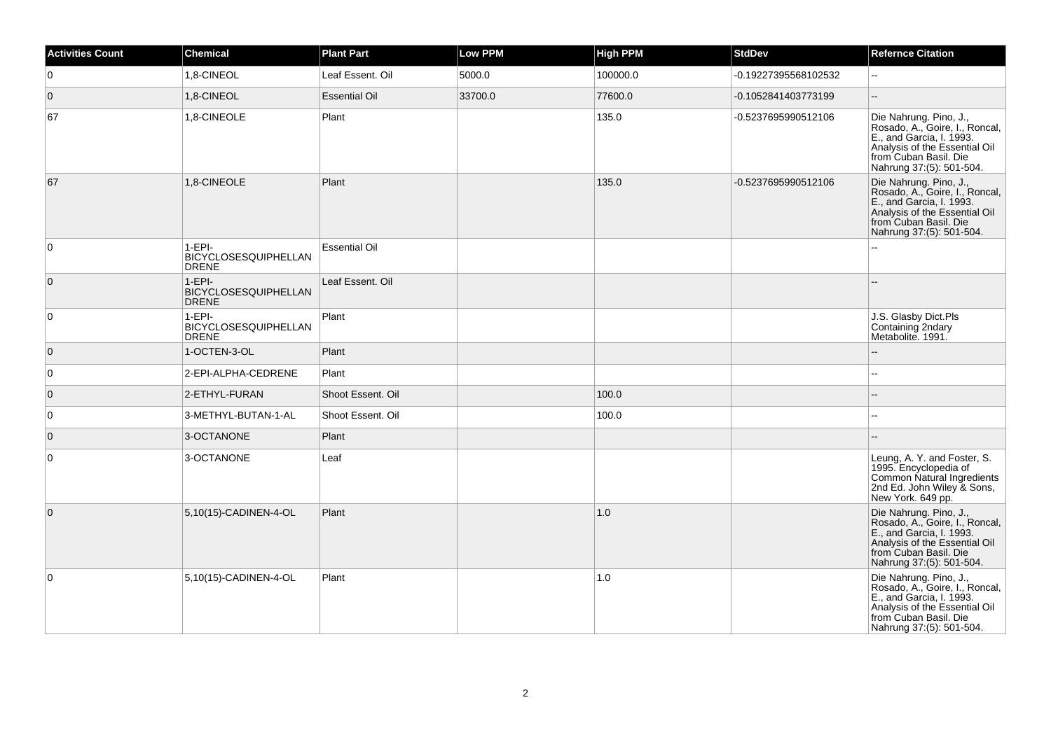| Activities Count | Chemical | Plant Part | Low PPM | High PPM | StdDev | Refernce Citation |
| --- | --- | --- | --- | --- | --- | --- |
| 0 | 1,8-CINEOL | Leaf Essent. Oil | 5000.0 | 100000.0 | -0.19227395568102532 | -- |
| 0 | 1,8-CINEOL | Essential Oil | 33700.0 | 77600.0 | -0.1052841403773199 | -- |
| 67 | 1,8-CINEOLE | Plant | | 135.0 | -0.5237695990512106 | Die Nahrung. Pino, J., Rosado, A., Goire, I., Roncal, E., and Garcia, I. 1993. Analysis of the Essential Oil from Cuban Basil. Die Nahrung 37:(5): 501-504. |
| 67 | 1,8-CINEOLE | Plant | | 135.0 | -0.5237695990512106 | Die Nahrung. Pino, J., Rosado, A., Goire, I., Roncal, E., and Garcia, I. 1993. Analysis of the Essential Oil from Cuban Basil. Die Nahrung 37:(5): 501-504. |
| 0 | 1-EPI-BICYCLOSESQUIPHELLANDRENE | Essential Oil | | | | -- |
| 0 | 1-EPI-BICYCLOSESQUIPHELLANDRENE | Leaf Essent. Oil | | | | -- |
| 0 | 1-EPI-BICYCLOSESQUIPHELLANDRENE | Plant | | | | J.S. Glasby Dict.Pls Containing 2ndary Metabolite. 1991. |
| 0 | 1-OCTEN-3-OL | Plant | | | | -- |
| 0 | 2-EPI-ALPHA-CEDRENE | Plant | | | | -- |
| 0 | 2-ETHYL-FURAN | Shoot Essent. Oil | | 100.0 | | -- |
| 0 | 3-METHYL-BUTAN-1-AL | Shoot Essent. Oil | | 100.0 | | -- |
| 0 | 3-OCTANONE | Plant | | | | -- |
| 0 | 3-OCTANONE | Leaf | | | | Leung, A. Y. and Foster, S. 1995. Encyclopedia of Common Natural Ingredients 2nd Ed. John Wiley & Sons, New York. 649 pp. |
| 0 | 5,10(15)-CADINEN-4-OL | Plant | | 1.0 | | Die Nahrung. Pino, J., Rosado, A., Goire, I., Roncal, E., and Garcia, I. 1993. Analysis of the Essential Oil from Cuban Basil. Die Nahrung 37:(5): 501-504. |
| 0 | 5,10(15)-CADINEN-4-OL | Plant | | 1.0 | | Die Nahrung. Pino, J., Rosado, A., Goire, I., Roncal, E., and Garcia, I. 1993. Analysis of the Essential Oil from Cuban Basil. Die Nahrung 37:(5): 501-504. |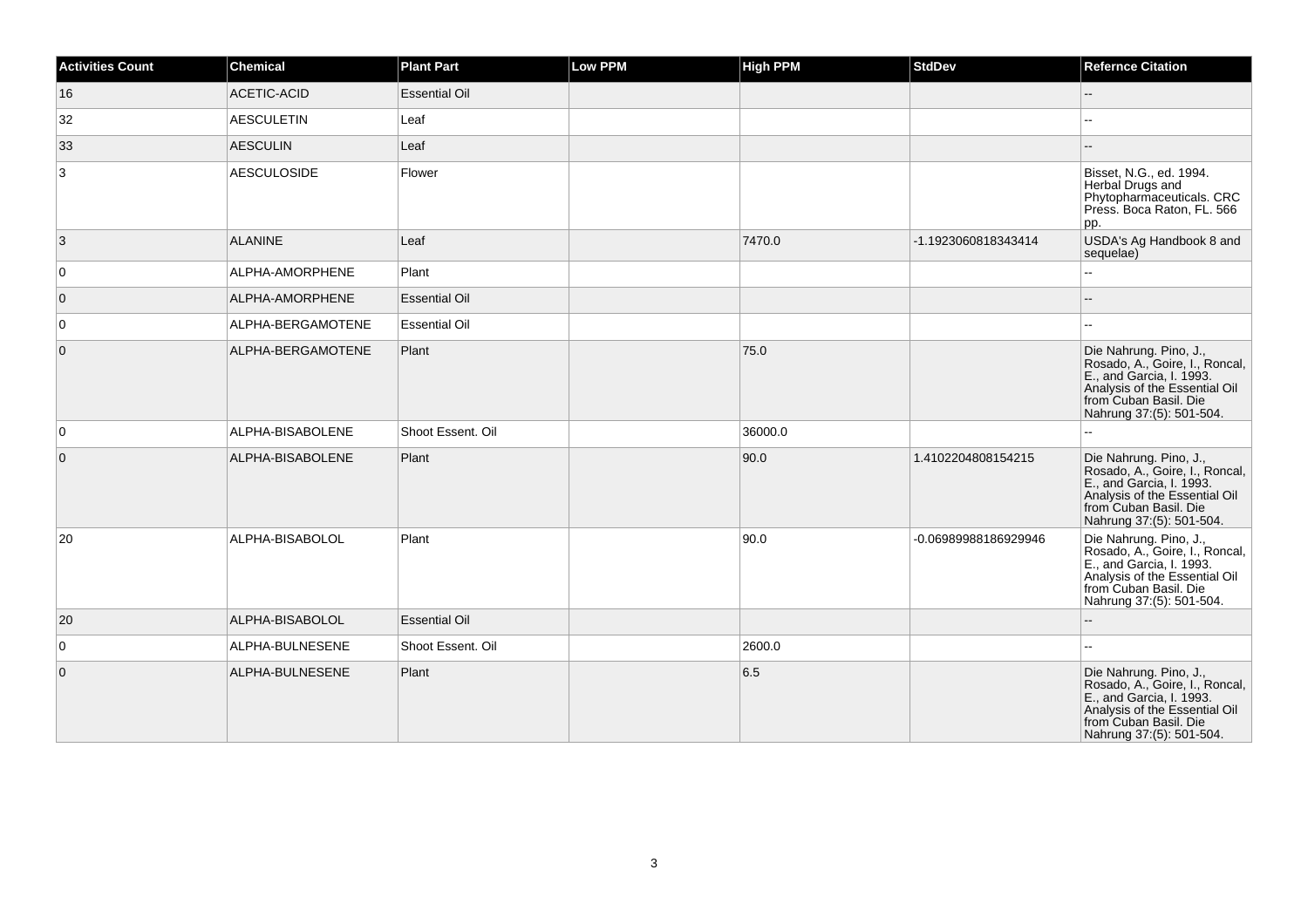| Activities Count | Chemical | Plant Part | Low PPM | High PPM | StdDev | Refernce Citation |
|---|---|---|---|---|---|---|
| 16 | ACETIC-ACID | Essential Oil | | | | -- |
| 32 | AESCULETIN | Leaf | | | | -- |
| 33 | AESCULIN | Leaf | | | | -- |
| 3 | AESCULOSIDE | Flower | | | | Bisset, N.G., ed. 1994. Herbal Drugs and Phytopharmaceuticals. CRC Press. Boca Raton, FL. 566 pp. |
| 3 | ALANINE | Leaf | | 7470.0 | -1.1923060818343414 | USDA's Ag Handbook 8 and sequelae) |
| 0 | ALPHA-AMORPHENE | Plant | | | | -- |
| 0 | ALPHA-AMORPHENE | Essential Oil | | | | -- |
| 0 | ALPHA-BERGAMOTENE | Essential Oil | | | | -- |
| 0 | ALPHA-BERGAMOTENE | Plant | | 75.0 | | Die Nahrung. Pino, J., Rosado, A., Goire, I., Roncal, E., and Garcia, I. 1993. Analysis of the Essential Oil from Cuban Basil. Die Nahrung 37:(5): 501-504. |
| 0 | ALPHA-BISABOLENE | Shoot Essent. Oil | | 36000.0 | | -- |
| 0 | ALPHA-BISABOLENE | Plant | | 90.0 | 1.4102204808154215 | Die Nahrung. Pino, J., Rosado, A., Goire, I., Roncal, E., and Garcia, I. 1993. Analysis of the Essential Oil from Cuban Basil. Die Nahrung 37:(5): 501-504. |
| 20 | ALPHA-BISABOLOL | Plant | | 90.0 | -0.06989988186929946 | Die Nahrung. Pino, J., Rosado, A., Goire, I., Roncal, E., and Garcia, I. 1993. Analysis of the Essential Oil from Cuban Basil. Die Nahrung 37:(5): 501-504. |
| 20 | ALPHA-BISABOLOL | Essential Oil | | | | -- |
| 0 | ALPHA-BULNESENE | Shoot Essent. Oil | | 2600.0 | | -- |
| 0 | ALPHA-BULNESENE | Plant | | 6.5 | | Die Nahrung. Pino, J., Rosado, A., Goire, I., Roncal, E., and Garcia, I. 1993. Analysis of the Essential Oil from Cuban Basil. Die Nahrung 37:(5): 501-504. |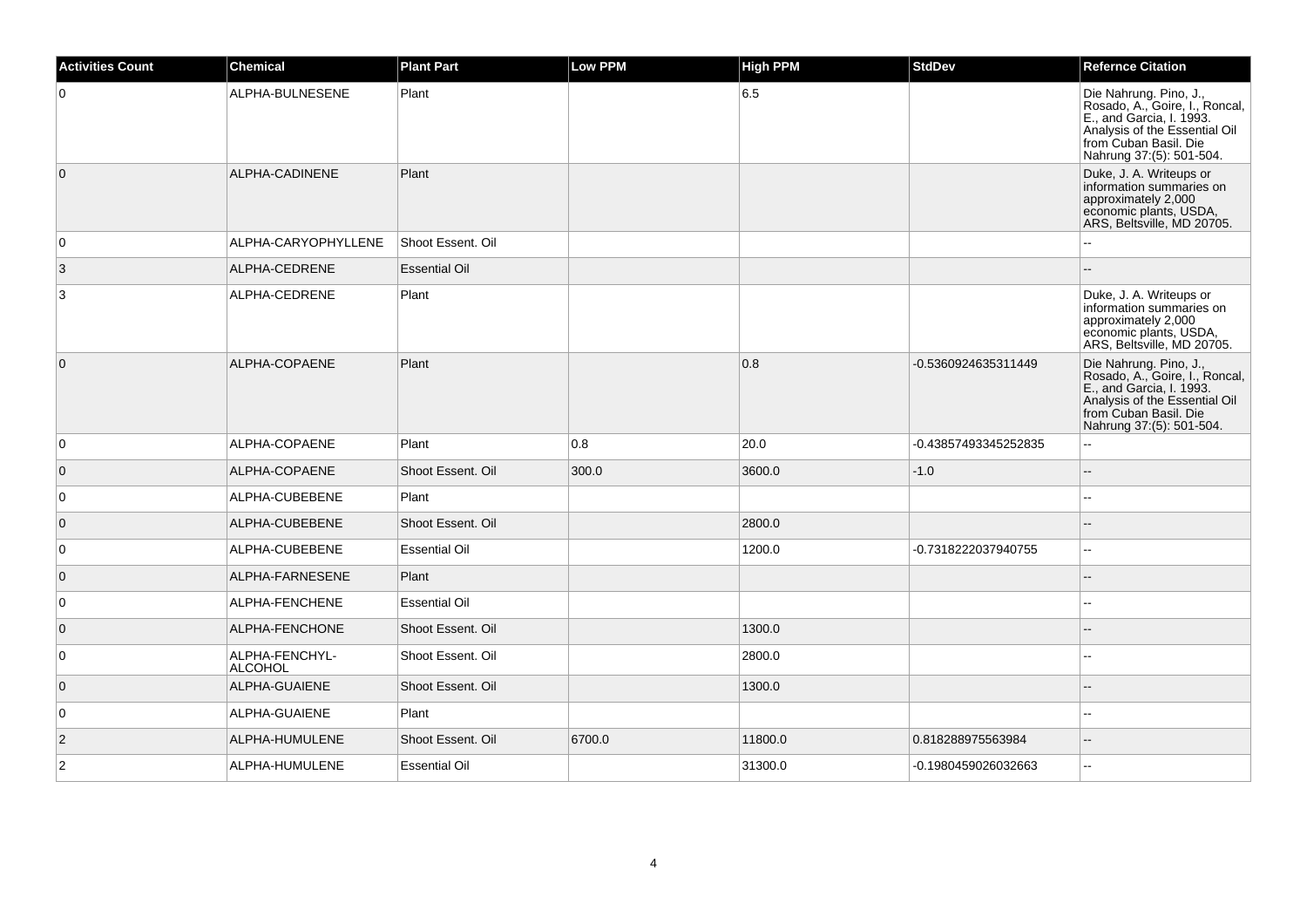| Activities Count | Chemical | Plant Part | Low PPM | High PPM | StdDev | Refernce Citation |
|---|---|---|---|---|---|---|
| 0 | ALPHA-BULNESENE | Plant | | 6.5 | | Die Nahrung. Pino, J., Rosado, A., Goire, I., Roncal, E., and Garcia, I. 1993. Analysis of the Essential Oil from Cuban Basil. Die Nahrung 37:(5): 501-504. |
| 0 | ALPHA-CADINENE | Plant | | | | Duke, J. A. Writeups or information summaries on approximately 2,000 economic plants, USDA, ARS, Beltsville, MD 20705. |
| 0 | ALPHA-CARYOPHYLLENE | Shoot Essent. Oil | | | | -- |
| 3 | ALPHA-CEDRENE | Essential Oil | | | | -- |
| 3 | ALPHA-CEDRENE | Plant | | | | Duke, J. A. Writeups or information summaries on approximately 2,000 economic plants, USDA, ARS, Beltsville, MD 20705. |
| 0 | ALPHA-COPAENE | Plant | | 0.8 | -0.5360924635311449 | Die Nahrung. Pino, J., Rosado, A., Goire, I., Roncal, E., and Garcia, I. 1993. Analysis of the Essential Oil from Cuban Basil. Die Nahrung 37:(5): 501-504. |
| 0 | ALPHA-COPAENE | Plant | 0.8 | 20.0 | -0.43857493345252835 | -- |
| 0 | ALPHA-COPAENE | Shoot Essent. Oil | 300.0 | 3600.0 | -1.0 | -- |
| 0 | ALPHA-CUBEBENE | Plant | | | | -- |
| 0 | ALPHA-CUBEBENE | Shoot Essent. Oil | | 2800.0 | | -- |
| 0 | ALPHA-CUBEBENE | Essential Oil | | 1200.0 | -0.7318222037940755 | -- |
| 0 | ALPHA-FARNESENE | Plant | | | | -- |
| 0 | ALPHA-FENCHENE | Essential Oil | | | | -- |
| 0 | ALPHA-FENCHONE | Shoot Essent. Oil | | 1300.0 | | -- |
| 0 | ALPHA-FENCHYL-ALCOHOL | Shoot Essent. Oil | | 2800.0 | | -- |
| 0 | ALPHA-GUAIENE | Shoot Essent. Oil | | 1300.0 | | -- |
| 0 | ALPHA-GUAIENE | Plant | | | | -- |
| 2 | ALPHA-HUMULENE | Shoot Essent. Oil | 6700.0 | 11800.0 | 0.818288975563984 | -- |
| 2 | ALPHA-HUMULENE | Essential Oil | | 31300.0 | -0.1980459026032663 | -- |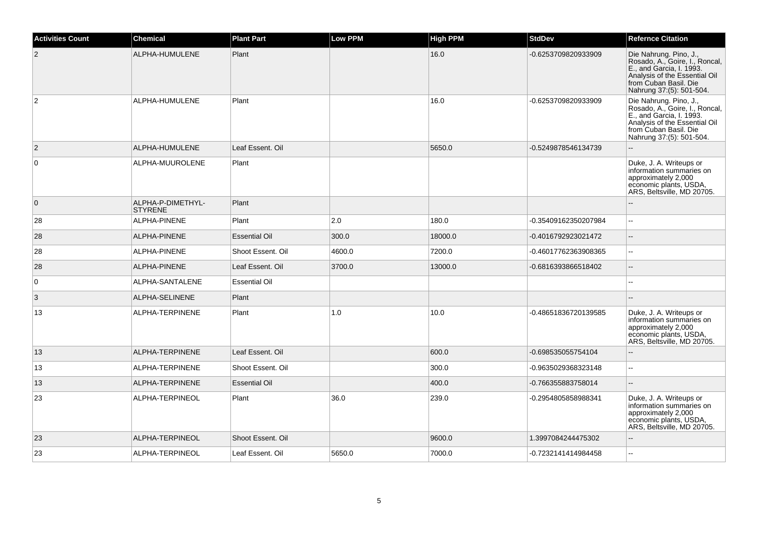| Activities Count | Chemical | Plant Part | Low PPM | High PPM | StdDev | Refernce Citation |
| --- | --- | --- | --- | --- | --- | --- |
| 2 | ALPHA-HUMULENE | Plant | | 16.0 | -0.6253709820933909 | Die Nahrung. Pino, J., Rosado, A., Goire, I., Roncal, E., and Garcia, I. 1993. Analysis of the Essential Oil from Cuban Basil. Die Nahrung 37:(5): 501-504. |
| 2 | ALPHA-HUMULENE | Plant | | 16.0 | -0.6253709820933909 | Die Nahrung. Pino, J., Rosado, A., Goire, I., Roncal, E., and Garcia, I. 1993. Analysis of the Essential Oil from Cuban Basil. Die Nahrung 37:(5): 501-504. |
| 2 | ALPHA-HUMULENE | Leaf Essent. Oil | | 5650.0 | -0.5249878546134739 | -- |
| 0 | ALPHA-MUUROLENE | Plant | | | | Duke, J. A. Writeups or information summaries on approximately 2,000 economic plants, USDA, ARS, Beltsville, MD 20705. |
| 0 | ALPHA-P-DIMETHYL-STYRENE | Plant | | | | -- |
| 28 | ALPHA-PINENE | Plant | 2.0 | 180.0 | -0.35409162350207984 | -- |
| 28 | ALPHA-PINENE | Essential Oil | 300.0 | 18000.0 | -0.4016792923021472 | -- |
| 28 | ALPHA-PINENE | Shoot Essent. Oil | 4600.0 | 7200.0 | -0.46017762363908365 | -- |
| 28 | ALPHA-PINENE | Leaf Essent. Oil | 3700.0 | 13000.0 | -0.6816393866518402 | -- |
| 0 | ALPHA-SANTALENE | Essential Oil | | | | -- |
| 3 | ALPHA-SELINENE | Plant | | | | -- |
| 13 | ALPHA-TERPINENE | Plant | 1.0 | 10.0 | -0.48651836720139585 | Duke, J. A. Writeups or information summaries on approximately 2,000 economic plants, USDA, ARS, Beltsville, MD 20705. |
| 13 | ALPHA-TERPINENE | Leaf Essent. Oil | | 600.0 | -0.698535055754104 | -- |
| 13 | ALPHA-TERPINENE | Shoot Essent. Oil | | 300.0 | -0.9635029368323148 | -- |
| 13 | ALPHA-TERPINENE | Essential Oil | | 400.0 | -0.766355883758014 | -- |
| 23 | ALPHA-TERPINEOL | Plant | 36.0 | 239.0 | -0.2954805858988341 | Duke, J. A. Writeups or information summaries on approximately 2,000 economic plants, USDA, ARS, Beltsville, MD 20705. |
| 23 | ALPHA-TERPINEOL | Shoot Essent. Oil | | 9600.0 | 1.3997084244475302 | -- |
| 23 | ALPHA-TERPINEOL | Leaf Essent. Oil | 5650.0 | 7000.0 | -0.7232141414984458 | -- |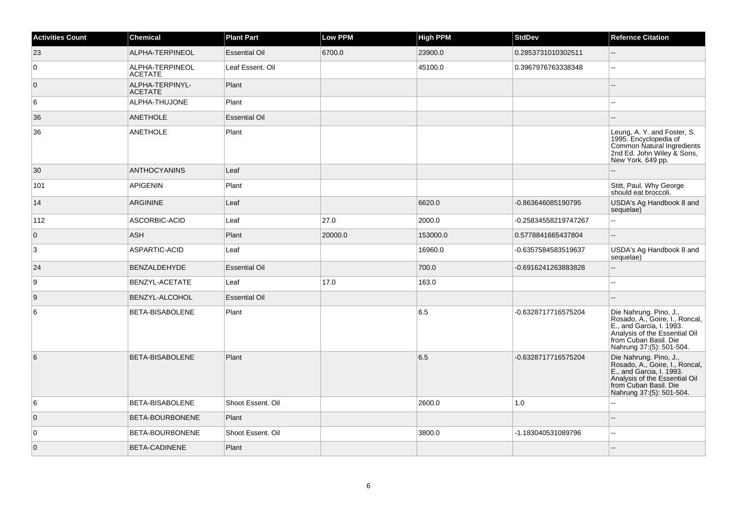| Activities Count | Chemical | Plant Part | Low PPM | High PPM | StdDev | Refernce Citation |
|---|---|---|---|---|---|---|
| 23 | ALPHA-TERPINEOL | Essential Oil | 6700.0 | 23900.0 | 0.2853731010302511 | -- |
| 0 | ALPHA-TERPINEOL ACETATE | Leaf Essent. Oil | | 45100.0 | 0.3967976763338348 | -- |
| 0 | ALPHA-TERPINYL-ACETATE | Plant | | | | -- |
| 6 | ALPHA-THUJONE | Plant | | | | -- |
| 36 | ANETHOLE | Essential Oil | | | | -- |
| 36 | ANETHOLE | Plant | | | | Leung, A. Y. and Foster, S. 1995. Encyclopedia of Common Natural Ingredients 2nd Ed. John Wiley & Sons, New York. 649 pp. |
| 30 | ANTHOCYANINS | Leaf | | | | -- |
| 101 | APIGENIN | Plant | | | | Stitt, Paul. Why George should eat broccoli. |
| 14 | ARGININE | Leaf | | 6620.0 | -0.863646085190795 | USDA's Ag Handbook 8 and sequelae) |
| 112 | ASCORBIC-ACID | Leaf | 27.0 | 2000.0 | -0.25834558219747267 | -- |
| 0 | ASH | Plant | 20000.0 | 153000.0 | 0.5778841665437804 | -- |
| 3 | ASPARTIC-ACID | Leaf | | 16960.0 | -0.6357584583519637 | USDA's Ag Handbook 8 and sequelae) |
| 24 | BENZALDEHYDE | Essential Oil | | 700.0 | -0.6916241263883828 | -- |
| 9 | BENZYL-ACETATE | Leaf | 17.0 | 163.0 | | -- |
| 9 | BENZYL-ALCOHOL | Essential Oil | | | | -- |
| 6 | BETA-BISABOLENE | Plant | | 6.5 | -0.6328717716575204 | Die Nahrung. Pino, J., Rosado, A., Goire, I., Roncal, E., and Garcia, I. 1993. Analysis of the Essential Oil from Cuban Basil. Die Nahrung 37:(5): 501-504. |
| 6 | BETA-BISABOLENE | Plant | | 6.5 | -0.6328717716575204 | Die Nahrung. Pino, J., Rosado, A., Goire, I., Roncal, E., and Garcia, I. 1993. Analysis of the Essential Oil from Cuban Basil. Die Nahrung 37:(5): 501-504. |
| 6 | BETA-BISABOLENE | Shoot Essent. Oil | | 2600.0 | 1.0 | -- |
| 0 | BETA-BOURBONENE | Plant | | | | -- |
| 0 | BETA-BOURBONENE | Shoot Essent. Oil | | 3800.0 | -1.183040531089796 | -- |
| 0 | BETA-CADINENE | Plant | | | | -- |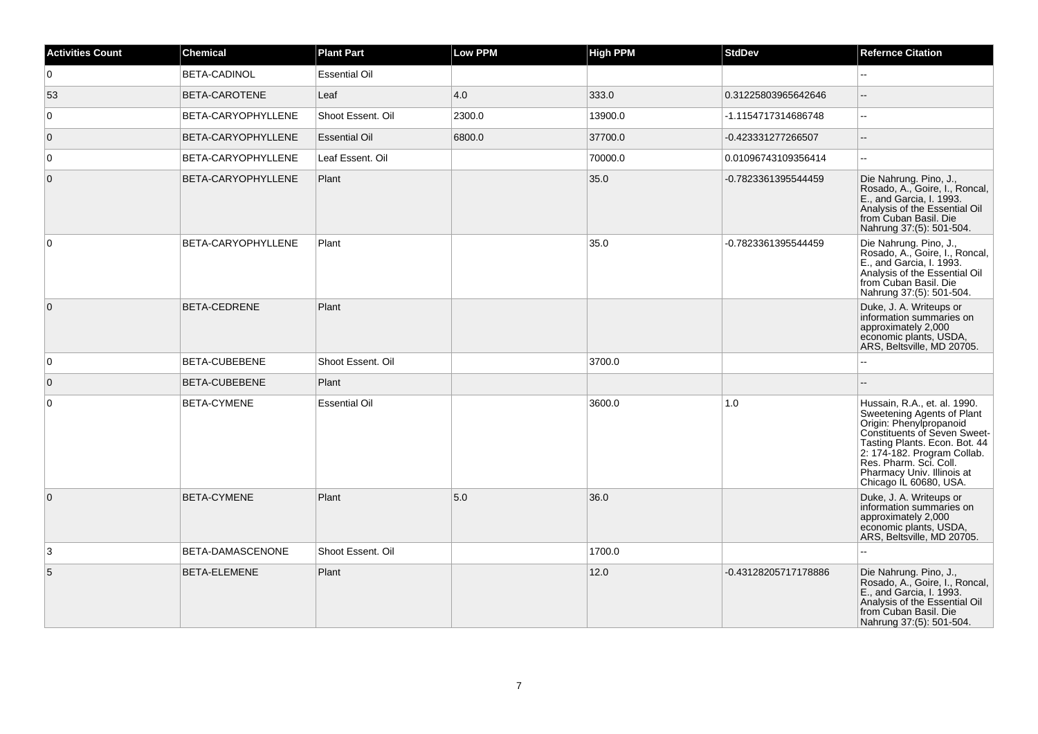| Activities Count | Chemical | Plant Part | Low PPM | High PPM | StdDev | Refernce Citation |
|---|---|---|---|---|---|---|
| 0 | BETA-CADINOL | Essential Oil | | | | -- |
| 53 | BETA-CAROTENE | Leaf | 4.0 | 333.0 | 0.31225803965642646 | -- |
| 0 | BETA-CARYOPHYLLENE | Shoot Essent. Oil | 2300.0 | 13900.0 | -1.1154717314686748 | -- |
| 0 | BETA-CARYOPHYLLENE | Essential Oil | 6800.0 | 37700.0 | -0.423331277266507 | -- |
| 0 | BETA-CARYOPHYLLENE | Leaf Essent. Oil | | 70000.0 | 0.01096743109356414 | -- |
| 0 | BETA-CARYOPHYLLENE | Plant | | 35.0 | -0.7823361395544459 | Die Nahrung. Pino, J., Rosado, A., Goire, I., Roncal, E., and Garcia, I. 1993. Analysis of the Essential Oil from Cuban Basil. Die Nahrung 37:(5): 501-504. |
| 0 | BETA-CARYOPHYLLENE | Plant | | 35.0 | -0.7823361395544459 | Die Nahrung. Pino, J., Rosado, A., Goire, I., Roncal, E., and Garcia, I. 1993. Analysis of the Essential Oil from Cuban Basil. Die Nahrung 37:(5): 501-504. |
| 0 | BETA-CEDRENE | Plant | | | | Duke, J. A. Writeups or information summaries on approximately 2,000 economic plants, USDA, ARS, Beltsville, MD 20705. |
| 0 | BETA-CUBEBENE | Shoot Essent. Oil | | 3700.0 | | -- |
| 0 | BETA-CUBEBENE | Plant | | | | -- |
| 0 | BETA-CYMENE | Essential Oil | | 3600.0 | 1.0 | Hussain, R.A., et. al. 1990. Sweetening Agents of Plant Origin: Phenylpropanoid Constituents of Seven Sweet-Tasting Plants. Econ. Bot. 44 2: 174-182. Program Collab. Res. Pharm. Sci. Coll. Pharmacy Univ. Illinois at Chicago IL 60680, USA. |
| 0 | BETA-CYMENE | Plant | 5.0 | 36.0 | | Duke, J. A. Writeups or information summaries on approximately 2,000 economic plants, USDA, ARS, Beltsville, MD 20705. |
| 3 | BETA-DAMASCENONE | Shoot Essent. Oil | | 1700.0 | | -- |
| 5 | BETA-ELEMENE | Plant | | 12.0 | -0.43128205717178886 | Die Nahrung. Pino, J., Rosado, A., Goire, I., Roncal, E., and Garcia, I. 1993. Analysis of the Essential Oil from Cuban Basil. Die Nahrung 37:(5): 501-504. |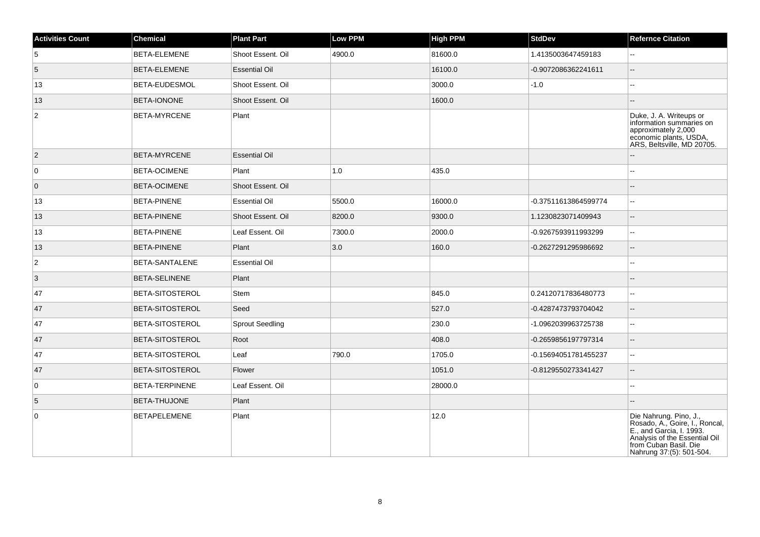| Activities Count | Chemical | Plant Part | Low PPM | High PPM | StdDev | Refernce Citation |
|---|---|---|---|---|---|---|
| 5 | BETA-ELEMENE | Shoot Essent. Oil | 4900.0 | 81600.0 | 1.4135003647459183 | -- |
| 5 | BETA-ELEMENE | Essential Oil | | 16100.0 | -0.9072086362241611 | -- |
| 13 | BETA-EUDESMOL | Shoot Essent. Oil | | 3000.0 | -1.0 | -- |
| 13 | BETA-IONONE | Shoot Essent. Oil | | 1600.0 | | -- |
| 2 | BETA-MYRCENE | Plant | | | | Duke, J. A. Writeups or information summaries on approximately 2,000 economic plants, USDA, ARS, Beltsville, MD 20705. |
| 2 | BETA-MYRCENE | Essential Oil | | | | -- |
| 0 | BETA-OCIMENE | Plant | 1.0 | 435.0 | | -- |
| 0 | BETA-OCIMENE | Shoot Essent. Oil | | | | -- |
| 13 | BETA-PINENE | Essential Oil | 5500.0 | 16000.0 | -0.37511613864599774 | -- |
| 13 | BETA-PINENE | Shoot Essent. Oil | 8200.0 | 9300.0 | 1.1230823071409943 | -- |
| 13 | BETA-PINENE | Leaf Essent. Oil | 7300.0 | 2000.0 | -0.9267593911993299 | -- |
| 13 | BETA-PINENE | Plant | 3.0 | 160.0 | -0.2627291295986692 | -- |
| 2 | BETA-SANTALENE | Essential Oil | | | | -- |
| 3 | BETA-SELINENE | Plant | | | | -- |
| 47 | BETA-SITOSTEROL | Stem | | 845.0 | 0.24120717836480773 | -- |
| 47 | BETA-SITOSTEROL | Seed | | 527.0 | -0.4287473793704042 | -- |
| 47 | BETA-SITOSTEROL | Sprout Seedling | | 230.0 | -1.0962039963725738 | -- |
| 47 | BETA-SITOSTEROL | Root | | 408.0 | -0.2659856197797314 | -- |
| 47 | BETA-SITOSTEROL | Leaf | 790.0 | 1705.0 | -0.15694051781455237 | -- |
| 47 | BETA-SITOSTEROL | Flower | | 1051.0 | -0.8129550273341427 | -- |
| 0 | BETA-TERPINENE | Leaf Essent. Oil | | 28000.0 | | -- |
| 5 | BETA-THUJONE | Plant | | | | -- |
| 0 | BETAPELEMENE | Plant | | 12.0 | | Die Nahrung. Pino, J., Rosado, A., Goire, I., Roncal, E., and Garcia, I. 1993. Analysis of the Essential Oil from Cuban Basil. Die Nahrung 37:(5): 501-504. |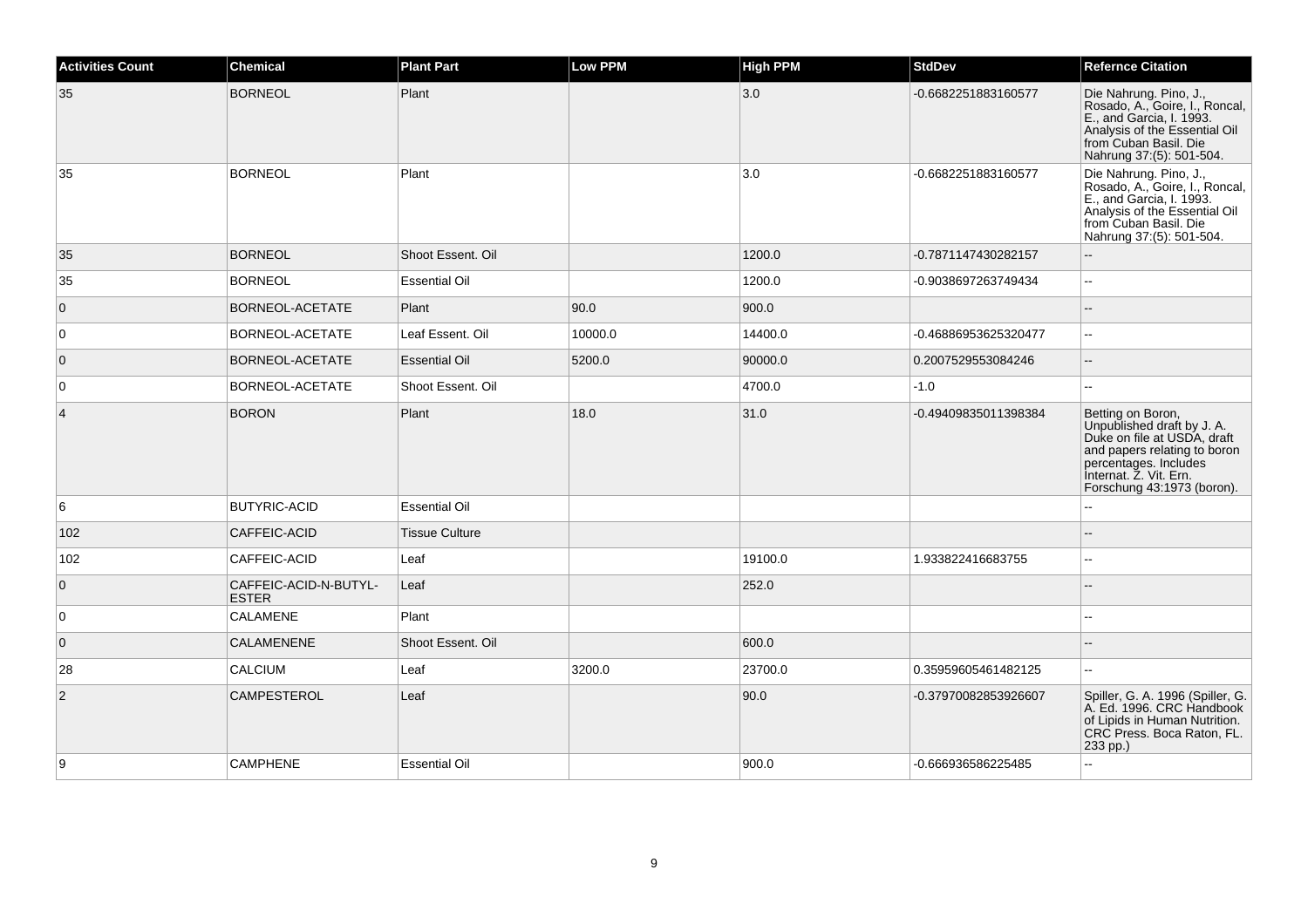| Activities Count | Chemical | Plant Part | Low PPM | High PPM | StdDev | Refernce Citation |
|---|---|---|---|---|---|---|
| 35 | BORNEOL | Plant | | 3.0 | -0.6682251883160577 | Die Nahrung. Pino, J., Rosado, A., Goire, I., Roncal, E., and Garcia, I. 1993. Analysis of the Essential Oil from Cuban Basil. Die Nahrung 37:(5): 501-504. |
| 35 | BORNEOL | Plant | | 3.0 | -0.6682251883160577 | Die Nahrung. Pino, J., Rosado, A., Goire, I., Roncal, E., and Garcia, I. 1993. Analysis of the Essential Oil from Cuban Basil. Die Nahrung 37:(5): 501-504. |
| 35 | BORNEOL | Shoot Essent. Oil | | 1200.0 | -0.7871147430282157 | -- |
| 35 | BORNEOL | Essential Oil | | 1200.0 | -0.9038697263749434 | -- |
| 0 | BORNEOL-ACETATE | Plant | 90.0 | 900.0 | | -- |
| 0 | BORNEOL-ACETATE | Leaf Essent. Oil | 10000.0 | 14400.0 | -0.46886953625320477 | -- |
| 0 | BORNEOL-ACETATE | Essential Oil | 5200.0 | 90000.0 | 0.2007529553084246 | -- |
| 0 | BORNEOL-ACETATE | Shoot Essent. Oil | | 4700.0 | -1.0 | -- |
| 4 | BORON | Plant | 18.0 | 31.0 | -0.49409835011398384 | Betting on Boron, Unpublished draft by J. A. Duke on file at USDA, draft and papers relating to boron percentages. Includes Internat. Z. Vit. Ern. Forschung 43:1973 (boron). |
| 6 | BUTYRIC-ACID | Essential Oil | | | | -- |
| 102 | CAFFEIC-ACID | Tissue Culture | | | | -- |
| 102 | CAFFEIC-ACID | Leaf | | 19100.0 | 1.933822416683755 | -- |
| 0 | CAFFEIC-ACID-N-BUTYL-ESTER | Leaf | | 252.0 | | -- |
| 0 | CALAMENE | Plant | | | | -- |
| 0 | CALAMENENE | Shoot Essent. Oil | | 600.0 | | -- |
| 28 | CALCIUM | Leaf | 3200.0 | 23700.0 | 0.35959605461482125 | -- |
| 2 | CAMPESTEROL | Leaf | | 90.0 | -0.37970082853926607 | Spiller, G. A. 1996 (Spiller, G. A. Ed. 1996. CRC Handbook of Lipids in Human Nutrition. CRC Press. Boca Raton, FL. 233 pp.) |
| 9 | CAMPHENE | Essential Oil | | 900.0 | -0.666936586225485 | -- |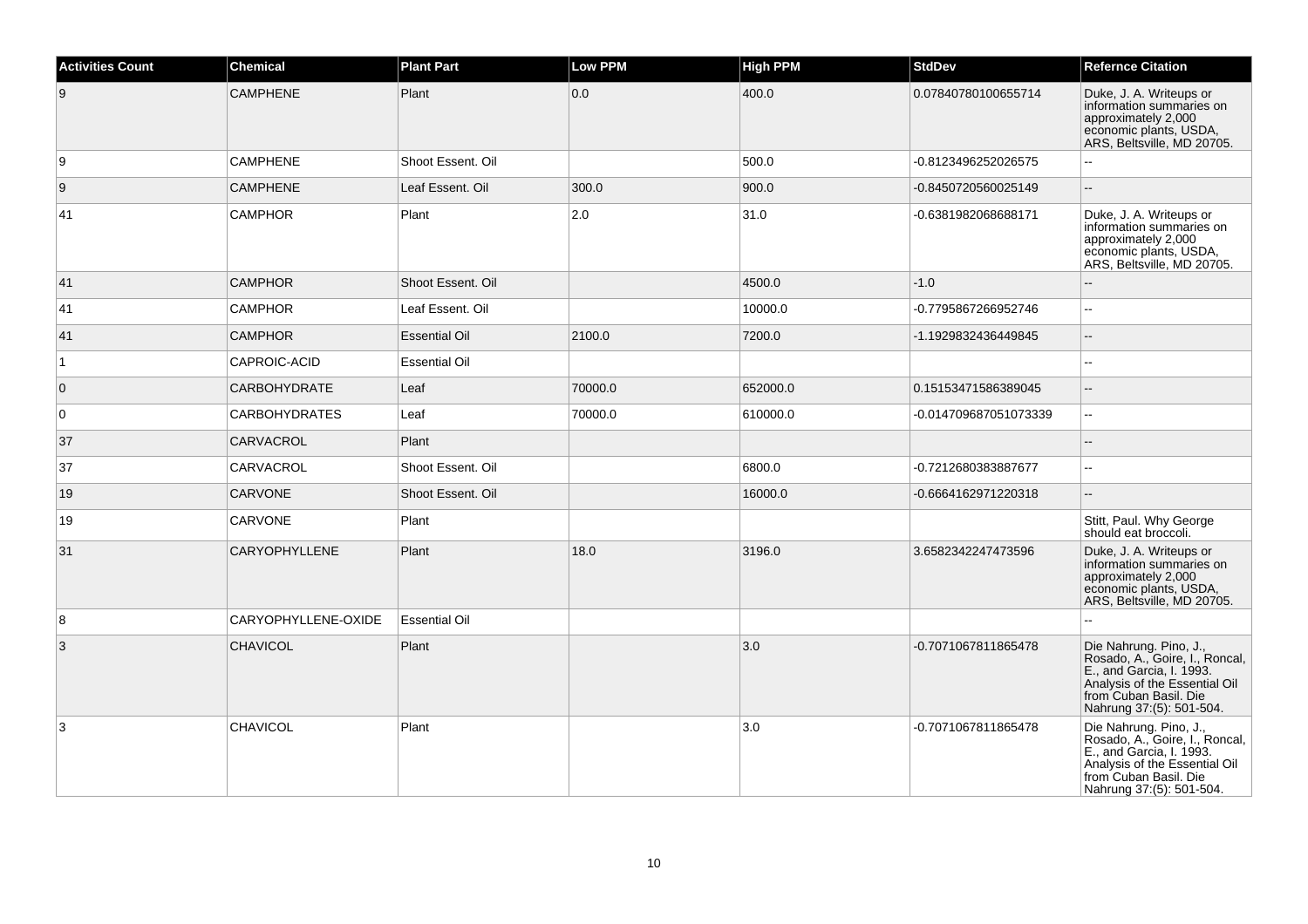| Activities Count | Chemical | Plant Part | Low PPM | High PPM | StdDev | Refernce Citation |
|---|---|---|---|---|---|---|
| 9 | CAMPHENE | Plant | 0.0 | 400.0 | 0.07840780100655714 | Duke, J. A. Writeups or information summaries on approximately 2,000 economic plants, USDA, ARS, Beltsville, MD 20705. |
| 9 | CAMPHENE | Shoot Essent. Oil | | 500.0 | -0.8123496252026575 | -- |
| 9 | CAMPHENE | Leaf Essent. Oil | 300.0 | 900.0 | -0.8450720560025149 | -- |
| 41 | CAMPHOR | Plant | 2.0 | 31.0 | -0.6381982068688171 | Duke, J. A. Writeups or information summaries on approximately 2,000 economic plants, USDA, ARS, Beltsville, MD 20705. |
| 41 | CAMPHOR | Shoot Essent. Oil | | 4500.0 | -1.0 | -- |
| 41 | CAMPHOR | Leaf Essent. Oil | | 10000.0 | -0.7795867266952746 | -- |
| 41 | CAMPHOR | Essential Oil | 2100.0 | 7200.0 | -1.1929832436449845 | -- |
| 1 | CAPROIC-ACID | Essential Oil | | | | -- |
| 0 | CARBOHYDRATE | Leaf | 70000.0 | 652000.0 | 0.15153471586389045 | -- |
| 0 | CARBOHYDRATES | Leaf | 70000.0 | 610000.0 | -0.014709687051073339 | -- |
| 37 | CARVACROL | Plant | | | | -- |
| 37 | CARVACROL | Shoot Essent. Oil | | 6800.0 | -0.7212680383887677 | -- |
| 19 | CARVONE | Shoot Essent. Oil | | 16000.0 | -0.6664162971220318 | -- |
| 19 | CARVONE | Plant | | | | Stitt, Paul. Why George should eat broccoli. |
| 31 | CARYOPHYLLENE | Plant | 18.0 | 3196.0 | 3.6582342247473596 | Duke, J. A. Writeups or information summaries on approximately 2,000 economic plants, USDA, ARS, Beltsville, MD 20705. |
| 8 | CARYOPHYLLENE-OXIDE | Essential Oil | | | | -- |
| 3 | CHAVICOL | Plant | | 3.0 | -0.7071067811865478 | Die Nahrung. Pino, J., Rosado, A., Goire, I., Roncal, E., and Garcia, I. 1993. Analysis of the Essential Oil from Cuban Basil. Die Nahrung 37:(5): 501-504. |
| 3 | CHAVICOL | Plant | | 3.0 | -0.7071067811865478 | Die Nahrung. Pino, J., Rosado, A., Goire, I., Roncal, E., and Garcia, I. 1993. Analysis of the Essential Oil from Cuban Basil. Die Nahrung 37:(5): 501-504. |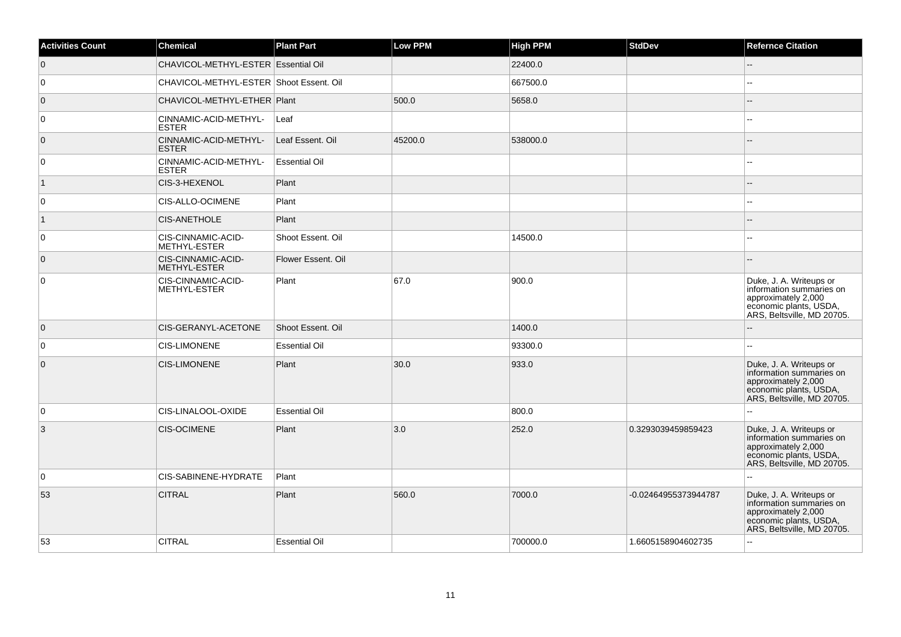| Activities Count | Chemical | Plant Part | Low PPM | High PPM | StdDev | Refernce Citation |
|---|---|---|---|---|---|---|
| 0 | CHAVICOL-METHYL-ESTER | Essential Oil | | 22400.0 | | -- |
| 0 | CHAVICOL-METHYL-ESTER | Shoot Essent. Oil | | 667500.0 | | -- |
| 0 | CHAVICOL-METHYL-ETHER | Plant | 500.0 | 5658.0 | | -- |
| 0 | CINNAMIC-ACID-METHYL-ESTER | Leaf | | | | -- |
| 0 | CINNAMIC-ACID-METHYL-ESTER | Leaf Essent. Oil | 45200.0 | 538000.0 | | -- |
| 0 | CINNAMIC-ACID-METHYL-ESTER | Essential Oil | | | | -- |
| 1 | CIS-3-HEXENOL | Plant | | | | -- |
| 0 | CIS-ALLO-OCIMENE | Plant | | | | -- |
| 1 | CIS-ANETHOLE | Plant | | | | -- |
| 0 | CIS-CINNAMIC-ACID-METHYL-ESTER | Shoot Essent. Oil | | 14500.0 | | -- |
| 0 | CIS-CINNAMIC-ACID-METHYL-ESTER | Flower Essent. Oil | | | | -- |
| 0 | CIS-CINNAMIC-ACID-METHYL-ESTER | Plant | 67.0 | 900.0 | | Duke, J. A. Writeups or information summaries on approximately 2,000 economic plants, USDA, ARS, Beltsville, MD 20705. |
| 0 | CIS-GERANYL-ACETONE | Shoot Essent. Oil | | 1400.0 | | -- |
| 0 | CIS-LIMONENE | Essential Oil | | 93300.0 | | -- |
| 0 | CIS-LIMONENE | Plant | 30.0 | 933.0 | | Duke, J. A. Writeups or information summaries on approximately 2,000 economic plants, USDA, ARS, Beltsville, MD 20705. |
| 0 | CIS-LINALOOL-OXIDE | Essential Oil | | 800.0 | | -- |
| 3 | CIS-OCIMENE | Plant | 3.0 | 252.0 | 0.3293039459859423 | Duke, J. A. Writeups or information summaries on approximately 2,000 economic plants, USDA, ARS, Beltsville, MD 20705. |
| 0 | CIS-SABINENE-HYDRATE | Plant | | | | -- |
| 53 | CITRAL | Plant | 560.0 | 7000.0 | -0.02464955373944787 | Duke, J. A. Writeups or information summaries on approximately 2,000 economic plants, USDA, ARS, Beltsville, MD 20705. |
| 53 | CITRAL | Essential Oil | | 700000.0 | 1.6605158904602735 | -- |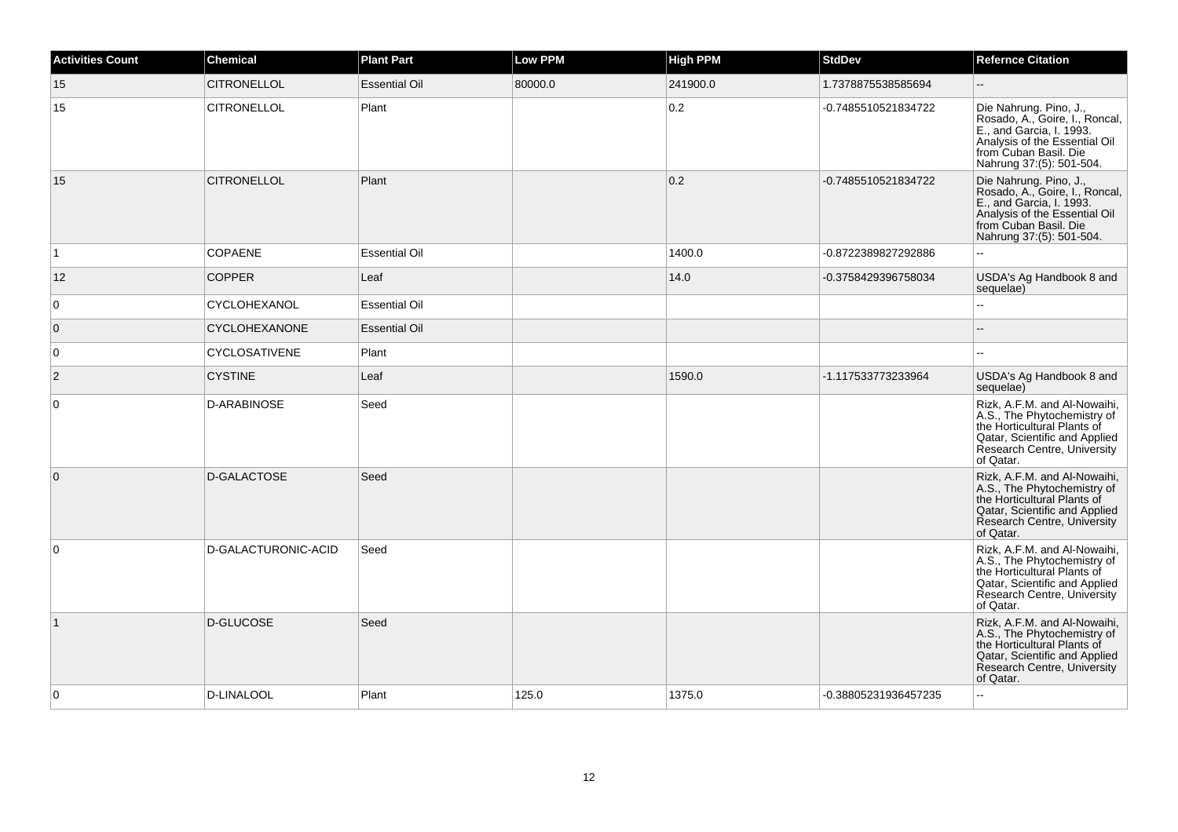| Activities Count | Chemical | Plant Part | Low PPM | High PPM | StdDev | Refernce Citation |
|---|---|---|---|---|---|---|
| 15 | CITRONELLOL | Essential Oil | 80000.0 | 241900.0 | 1.7378875538585694 | -- |
| 15 | CITRONELLOL | Plant | | 0.2 | -0.7485510521834722 | Die Nahrung. Pino, J., Rosado, A., Goire, I., Roncal, E., and Garcia, I. 1993. Analysis of the Essential Oil from Cuban Basil. Die Nahrung 37:(5): 501-504. |
| 15 | CITRONELLOL | Plant | | 0.2 | -0.7485510521834722 | Die Nahrung. Pino, J., Rosado, A., Goire, I., Roncal, E., and Garcia, I. 1993. Analysis of the Essential Oil from Cuban Basil. Die Nahrung 37:(5): 501-504. |
| 1 | COPAENE | Essential Oil | | 1400.0 | -0.8722389827292886 | -- |
| 12 | COPPER | Leaf | | 14.0 | -0.3758429396758034 | USDA's Ag Handbook 8 and sequelae) |
| 0 | CYCLOHEXANOL | Essential Oil | | | | -- |
| 0 | CYCLOHEXANONE | Essential Oil | | | | -- |
| 0 | CYCLOSATIVENE | Plant | | | | -- |
| 2 | CYSTINE | Leaf | | 1590.0 | -1.117533773233964 | USDA's Ag Handbook 8 and sequelae) |
| 0 | D-ARABINOSE | Seed | | | | Rizk, A.F.M. and Al-Nowaihi, A.S., The Phytochemistry of the Horticultural Plants of Qatar, Scientific and Applied Research Centre, University of Qatar. |
| 0 | D-GALACTOSE | Seed | | | | Rizk, A.F.M. and Al-Nowaihi, A.S., The Phytochemistry of the Horticultural Plants of Qatar, Scientific and Applied Research Centre, University of Qatar. |
| 0 | D-GALACTURONIC-ACID | Seed | | | | Rizk, A.F.M. and Al-Nowaihi, A.S., The Phytochemistry of the Horticultural Plants of Qatar, Scientific and Applied Research Centre, University of Qatar. |
| 1 | D-GLUCOSE | Seed | | | | Rizk, A.F.M. and Al-Nowaihi, A.S., The Phytochemistry of the Horticultural Plants of Qatar, Scientific and Applied Research Centre, University of Qatar. |
| 0 | D-LINALOOL | Plant | 125.0 | 1375.0 | -0.38805231936457235 | -- |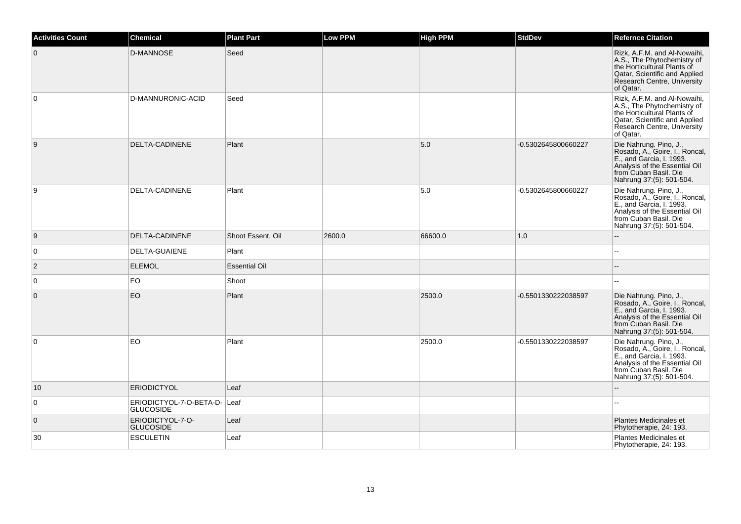| Activities Count | Chemical | Plant Part | Low PPM | High PPM | StdDev | Refernce Citation |
| --- | --- | --- | --- | --- | --- | --- |
| 0 | D-MANNOSE | Seed | | | | Rizk, A.F.M. and Al-Nowaihi, A.S., The Phytochemistry of the Horticultural Plants of Qatar, Scientific and Applied Research Centre, University of Qatar. |
| 0 | D-MANNURONIC-ACID | Seed | | | | Rizk, A.F.M. and Al-Nowaihi, A.S., The Phytochemistry of the Horticultural Plants of Qatar, Scientific and Applied Research Centre, University of Qatar. |
| 9 | DELTA-CADINENE | Plant | | 5.0 | -0.5302645800660227 | Die Nahrung. Pino, J., Rosado, A., Goire, I., Roncal, E., and Garcia, I. 1993. Analysis of the Essential Oil from Cuban Basil. Die Nahrung 37:(5): 501-504. |
| 9 | DELTA-CADINENE | Plant | | 5.0 | -0.5302645800660227 | Die Nahrung. Pino, J., Rosado, A., Goire, I., Roncal, E., and Garcia, I. 1993. Analysis of the Essential Oil from Cuban Basil. Die Nahrung 37:(5): 501-504. |
| 9 | DELTA-CADINENE | Shoot Essent. Oil | 2600.0 | 66600.0 | 1.0 | -- |
| 0 | DELTA-GUAIENE | Plant | | | | -- |
| 2 | ELEMOL | Essential Oil | | | | -- |
| 0 | EO | Shoot | | | | -- |
| 0 | EO | Plant | | 2500.0 | -0.5501330222038597 | Die Nahrung. Pino, J., Rosado, A., Goire, I., Roncal, E., and Garcia, I. 1993. Analysis of the Essential Oil from Cuban Basil. Die Nahrung 37:(5): 501-504. |
| 0 | EO | Plant | | 2500.0 | -0.5501330222038597 | Die Nahrung. Pino, J., Rosado, A., Goire, I., Roncal, E., and Garcia, I. 1993. Analysis of the Essential Oil from Cuban Basil. Die Nahrung 37:(5): 501-504. |
| 10 | ERIODICTYOL | Leaf | | | | -- |
| 0 | ERIODICTYOL-7-O-BETA-D-GLUCOSIDE | Leaf | | | | -- |
| 0 | ERIODICTYOL-7-O-GLUCOSIDE | Leaf | | | | Plantes Medicinales et Phytotherapie, 24: 193. |
| 30 | ESCULETIN | Leaf | | | | Plantes Medicinales et Phytotherapie, 24: 193. |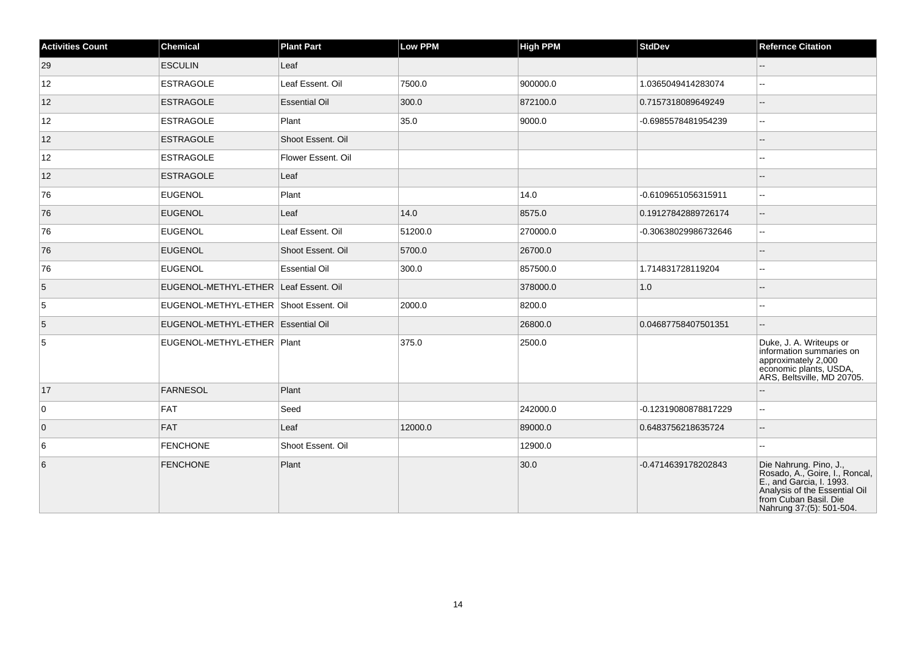| Activities Count | Chemical | Plant Part | Low PPM | High PPM | StdDev | Refernce Citation |
| --- | --- | --- | --- | --- | --- | --- |
| 29 | ESCULIN | Leaf | | | | -- |
| 12 | ESTRAGOLE | Leaf Essent. Oil | 7500.0 | 900000.0 | 1.0365049414283074 | -- |
| 12 | ESTRAGOLE | Essential Oil | 300.0 | 872100.0 | 0.7157318089649249 | -- |
| 12 | ESTRAGOLE | Plant | 35.0 | 9000.0 | -0.6985578481954239 | -- |
| 12 | ESTRAGOLE | Shoot Essent. Oil | | | | -- |
| 12 | ESTRAGOLE | Flower Essent. Oil | | | | -- |
| 12 | ESTRAGOLE | Leaf | | | | -- |
| 76 | EUGENOL | Plant | | 14.0 | -0.6109651056315911 | -- |
| 76 | EUGENOL | Leaf | 14.0 | 8575.0 | 0.19127842889726174 | -- |
| 76 | EUGENOL | Leaf Essent. Oil | 51200.0 | 270000.0 | -0.30638029986732646 | -- |
| 76 | EUGENOL | Shoot Essent. Oil | 5700.0 | 26700.0 | | -- |
| 76 | EUGENOL | Essential Oil | 300.0 | 857500.0 | 1.714831728119204 | -- |
| 5 | EUGENOL-METHYL-ETHER | Leaf Essent. Oil | | 378000.0 | 1.0 | -- |
| 5 | EUGENOL-METHYL-ETHER | Shoot Essent. Oil | 2000.0 | 8200.0 | | -- |
| 5 | EUGENOL-METHYL-ETHER | Essential Oil | | 26800.0 | 0.04687758407501351 | -- |
| 5 | EUGENOL-METHYL-ETHER | Plant | 375.0 | 2500.0 | | Duke, J. A. Writeups or information summaries on approximately 2,000 economic plants, USDA, ARS, Beltsville, MD 20705. |
| 17 | FARNESOL | Plant | | | | -- |
| 0 | FAT | Seed | | 242000.0 | -0.12319080878817229 | -- |
| 0 | FAT | Leaf | 12000.0 | 89000.0 | 0.6483756218635724 | -- |
| 6 | FENCHONE | Shoot Essent. Oil | | 12900.0 | | -- |
| 6 | FENCHONE | Plant | | 30.0 | -0.4714639178202843 | Die Nahrung. Pino, J., Rosado, A., Goire, I., Roncal, E., and Garcia, I. 1993. Analysis of the Essential Oil from Cuban Basil. Die Nahrung 37:(5): 501-504. |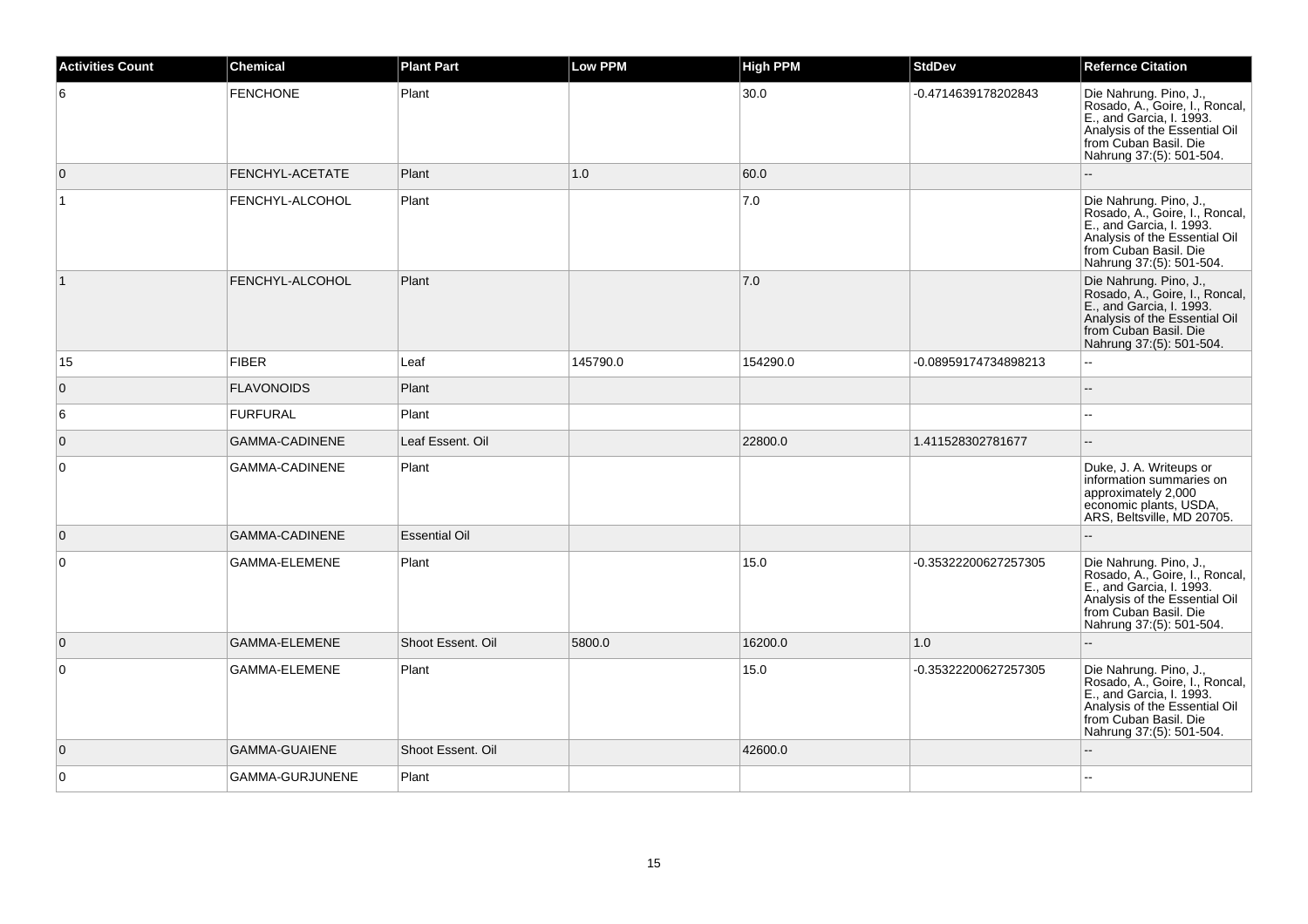| Activities Count | Chemical | Plant Part | Low PPM | High PPM | StdDev | Refernce Citation |
|---|---|---|---|---|---|---|
| 6 | FENCHONE | Plant | | 30.0 | -0.4714639178202843 | Die Nahrung. Pino, J., Rosado, A., Goire, I., Roncal, E., and Garcia, I. 1993. Analysis of the Essential Oil from Cuban Basil. Die Nahrung 37:(5): 501-504. |
| 0 | FENCHYL-ACETATE | Plant | 1.0 | 60.0 | | -- |
| 1 | FENCHYL-ALCOHOL | Plant | | 7.0 | | Die Nahrung. Pino, J., Rosado, A., Goire, I., Roncal, E., and Garcia, I. 1993. Analysis of the Essential Oil from Cuban Basil. Die Nahrung 37:(5): 501-504. |
| 1 | FENCHYL-ALCOHOL | Plant | | 7.0 | | Die Nahrung. Pino, J., Rosado, A., Goire, I., Roncal, E., and Garcia, I. 1993. Analysis of the Essential Oil from Cuban Basil. Die Nahrung 37:(5): 501-504. |
| 15 | FIBER | Leaf | 145790.0 | 154290.0 | -0.08959174734898213 | -- |
| 0 | FLAVONOIDS | Plant | | | | -- |
| 6 | FURFURAL | Plant | | | | -- |
| 0 | GAMMA-CADINENE | Leaf Essent. Oil | | 22800.0 | 1.411528302781677 | -- |
| 0 | GAMMA-CADINENE | Plant | | | | Duke, J. A. Writeups or information summaries on approximately 2,000 economic plants, USDA, ARS, Beltsville, MD 20705. |
| 0 | GAMMA-CADINENE | Essential Oil | | | | -- |
| 0 | GAMMA-ELEMENE | Plant | | 15.0 | -0.35322200627257305 | Die Nahrung. Pino, J., Rosado, A., Goire, I., Roncal, E., and Garcia, I. 1993. Analysis of the Essential Oil from Cuban Basil. Die Nahrung 37:(5): 501-504. |
| 0 | GAMMA-ELEMENE | Shoot Essent. Oil | 5800.0 | 16200.0 | 1.0 | -- |
| 0 | GAMMA-ELEMENE | Plant | | 15.0 | -0.35322200627257305 | Die Nahrung. Pino, J., Rosado, A., Goire, I., Roncal, E., and Garcia, I. 1993. Analysis of the Essential Oil from Cuban Basil. Die Nahrung 37:(5): 501-504. |
| 0 | GAMMA-GUAIENE | Shoot Essent. Oil | | 42600.0 | | -- |
| 0 | GAMMA-GURJUNENE | Plant | | | | -- |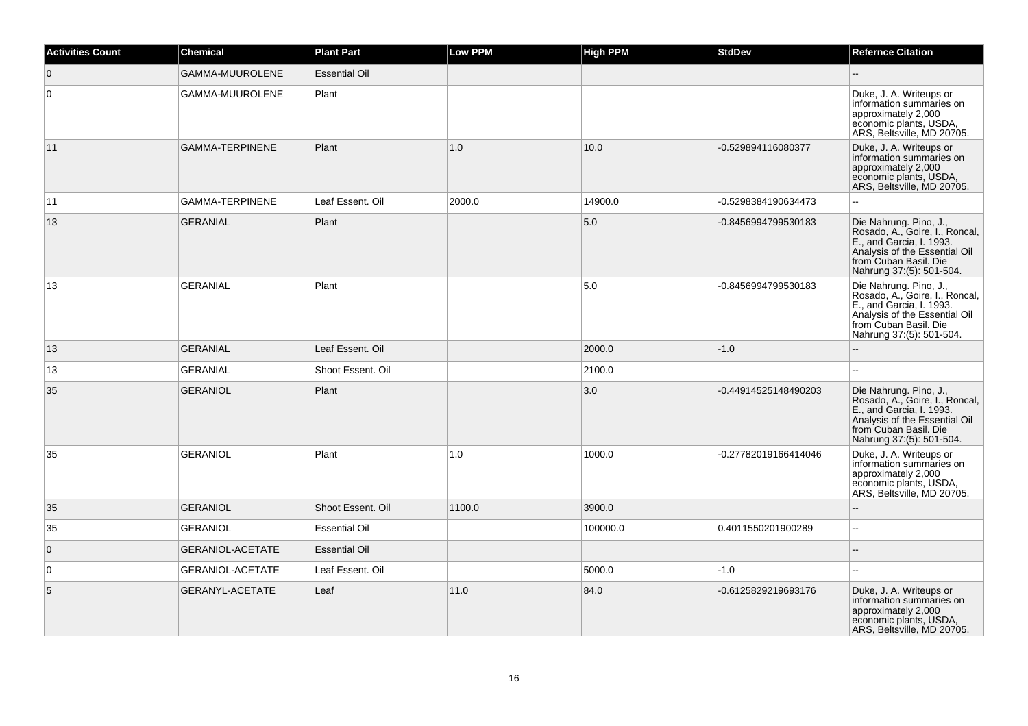| Activities Count | Chemical | Plant Part | Low PPM | High PPM | StdDev | Refernce Citation |
| --- | --- | --- | --- | --- | --- | --- |
| 0 | GAMMA-MUUROLENE | Essential Oil | | | | -- |
| 0 | GAMMA-MUUROLENE | Plant | | | | Duke, J. A. Writeups or information summaries on approximately 2,000 economic plants, USDA, ARS, Beltsville, MD 20705. |
| 11 | GAMMA-TERPINENE | Plant | 1.0 | 10.0 | -0.529894116080377 | Duke, J. A. Writeups or information summaries on approximately 2,000 economic plants, USDA, ARS, Beltsville, MD 20705. |
| 11 | GAMMA-TERPINENE | Leaf Essent. Oil | 2000.0 | 14900.0 | -0.5298384190634473 | -- |
| 13 | GERANIAL | Plant | | 5.0 | -0.8456994799530183 | Die Nahrung. Pino, J., Rosado, A., Goire, I., Roncal, E., and Garcia, I. 1993. Analysis of the Essential Oil from Cuban Basil. Die Nahrung 37:(5): 501-504. |
| 13 | GERANIAL | Plant | | 5.0 | -0.8456994799530183 | Die Nahrung. Pino, J., Rosado, A., Goire, I., Roncal, E., and Garcia, I. 1993. Analysis of the Essential Oil from Cuban Basil. Die Nahrung 37:(5): 501-504. |
| 13 | GERANIAL | Leaf Essent. Oil | | 2000.0 | -1.0 | -- |
| 13 | GERANIAL | Shoot Essent. Oil | | 2100.0 | | -- |
| 35 | GERANIOL | Plant | | 3.0 | -0.44914525148490203 | Die Nahrung. Pino, J., Rosado, A., Goire, I., Roncal, E., and Garcia, I. 1993. Analysis of the Essential Oil from Cuban Basil. Die Nahrung 37:(5): 501-504. |
| 35 | GERANIOL | Plant | 1.0 | 1000.0 | -0.27782019166414046 | Duke, J. A. Writeups or information summaries on approximately 2,000 economic plants, USDA, ARS, Beltsville, MD 20705. |
| 35 | GERANIOL | Shoot Essent. Oil | 1100.0 | 3900.0 | | -- |
| 35 | GERANIOL | Essential Oil | | 100000.0 | 0.4011550201900289 | -- |
| 0 | GERANIOL-ACETATE | Essential Oil | | | | -- |
| 0 | GERANIOL-ACETATE | Leaf Essent. Oil | | 5000.0 | -1.0 | -- |
| 5 | GERANYL-ACETATE | Leaf | 11.0 | 84.0 | -0.6125829219693176 | Duke, J. A. Writeups or information summaries on approximately 2,000 economic plants, USDA, ARS, Beltsville, MD 20705. |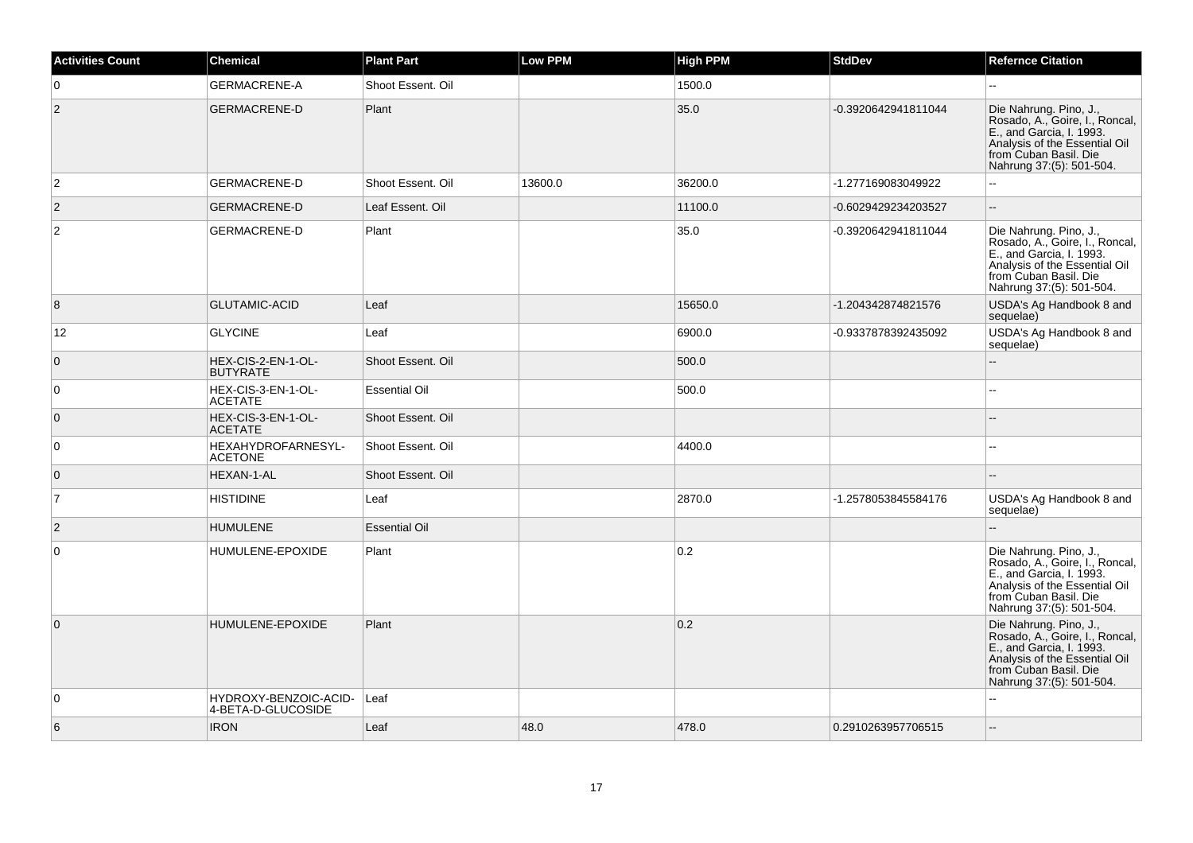| Activities Count | Chemical | Plant Part | Low PPM | High PPM | StdDev | Refernce Citation |
|---|---|---|---|---|---|---|
| 0 | GERMACRENE-A | Shoot Essent. Oil | | 1500.0 | | -- |
| 2 | GERMACRENE-D | Plant | | 35.0 | -0.3920642941811044 | Die Nahrung. Pino, J., Rosado, A., Goire, I., Roncal, E., and Garcia, I. 1993. Analysis of the Essential Oil from Cuban Basil. Die Nahrung 37:(5): 501-504. |
| 2 | GERMACRENE-D | Shoot Essent. Oil | 13600.0 | 36200.0 | -1.277169083049922 | -- |
| 2 | GERMACRENE-D | Leaf Essent. Oil | | 11100.0 | -0.6029429234203527 | -- |
| 2 | GERMACRENE-D | Plant | | 35.0 | -0.3920642941811044 | Die Nahrung. Pino, J., Rosado, A., Goire, I., Roncal, E., and Garcia, I. 1993. Analysis of the Essential Oil from Cuban Basil. Die Nahrung 37:(5): 501-504. |
| 8 | GLUTAMIC-ACID | Leaf | | 15650.0 | -1.204342874821576 | USDA's Ag Handbook 8 and sequelae) |
| 12 | GLYCINE | Leaf | | 6900.0 | -0.9337878392435092 | USDA's Ag Handbook 8 and sequelae) |
| 0 | HEX-CIS-2-EN-1-OL-BUTYRATE | Shoot Essent. Oil | | 500.0 | | -- |
| 0 | HEX-CIS-3-EN-1-OL-ACETATE | Essential Oil | | 500.0 | | -- |
| 0 | HEX-CIS-3-EN-1-OL-ACETATE | Shoot Essent. Oil | | | | -- |
| 0 | HEXAHYDROFARNESYL-ACETONE | Shoot Essent. Oil | | 4400.0 | | -- |
| 0 | HEXAN-1-AL | Shoot Essent. Oil | | | | -- |
| 7 | HISTIDINE | Leaf | | 2870.0 | -1.2578053845584176 | USDA's Ag Handbook 8 and sequelae) |
| 2 | HUMULENE | Essential Oil | | | | -- |
| 0 | HUMULENE-EPOXIDE | Plant | | 0.2 | | Die Nahrung. Pino, J., Rosado, A., Goire, I., Roncal, E., and Garcia, I. 1993. Analysis of the Essential Oil from Cuban Basil. Die Nahrung 37:(5): 501-504. |
| 0 | HUMULENE-EPOXIDE | Plant | | 0.2 | | Die Nahrung. Pino, J., Rosado, A., Goire, I., Roncal, E., and Garcia, I. 1993. Analysis of the Essential Oil from Cuban Basil. Die Nahrung 37:(5): 501-504. |
| 0 | HYDROXY-BENZOIC-ACID-4-BETA-D-GLUCOSIDE | Leaf | | | | -- |
| 6 | IRON | Leaf | 48.0 | 478.0 | 0.2910263957706515 | -- |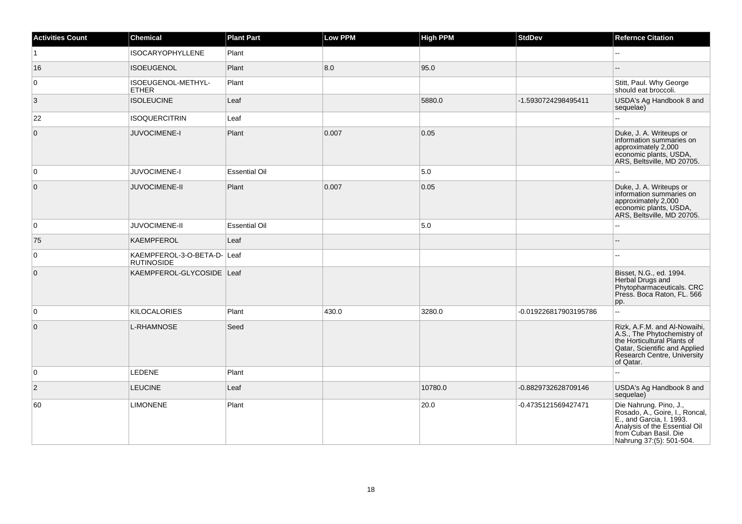| Activities Count | Chemical | Plant Part | Low PPM | High PPM | StdDev | Refernce Citation |
|---|---|---|---|---|---|---|
| 1 | ISOCARYOPHYLLENE | Plant | | | | -- |
| 16 | ISOEUGENOL | Plant | 8.0 | 95.0 | | -- |
| 0 | ISOEUGENOL-METHYL-ETHER | Plant | | | | Stitt, Paul. Why George should eat broccoli. |
| 3 | ISOLEUCINE | Leaf | | 5880.0 | -1.5930724298495411 | USDA's Ag Handbook 8 and sequelae) |
| 22 | ISOQUERCITRIN | Leaf | | | | -- |
| 0 | JUVOCIMENE-I | Plant | 0.007 | 0.05 | | Duke, J. A. Writeups or information summaries on approximately 2,000 economic plants, USDA, ARS, Beltsville, MD 20705. |
| 0 | JUVOCIMENE-I | Essential Oil | | 5.0 | | -- |
| 0 | JUVOCIMENE-II | Plant | 0.007 | 0.05 | | Duke, J. A. Writeups or information summaries on approximately 2,000 economic plants, USDA, ARS, Beltsville, MD 20705. |
| 0 | JUVOCIMENE-II | Essential Oil | | 5.0 | | -- |
| 75 | KAEMPFEROL | Leaf | | | | -- |
| 0 | KAEMPFEROL-3-O-BETA-D-RUTINOSIDE | Leaf | | | | -- |
| 0 | KAEMPFEROL-GLYCOSIDE | Leaf | | | | Bisset, N.G., ed. 1994. Herbal Drugs and Phytopharmaceuticals. CRC Press. Boca Raton, FL. 566 pp. |
| 0 | KILOCALORIES | Plant | 430.0 | 3280.0 | -0.019226817903195786 | -- |
| 0 | L-RHAMNOSE | Seed | | | | Rizk, A.F.M. and Al-Nowaihi, A.S., The Phytochemistry of the Horticultural Plants of Qatar, Scientific and Applied Research Centre, University of Qatar. |
| 0 | LEDENE | Plant | | | | -- |
| 2 | LEUCINE | Leaf | | 10780.0 | -0.8829732628709146 | USDA's Ag Handbook 8 and sequelae) |
| 60 | LIMONENE | Plant | | 20.0 | -0.4735121569427471 | Die Nahrung. Pino, J., Rosado, A., Goire, I., Roncal, E., and Garcia, I. 1993. Analysis of the Essential Oil from Cuban Basil. Die Nahrung 37:(5): 501-504. |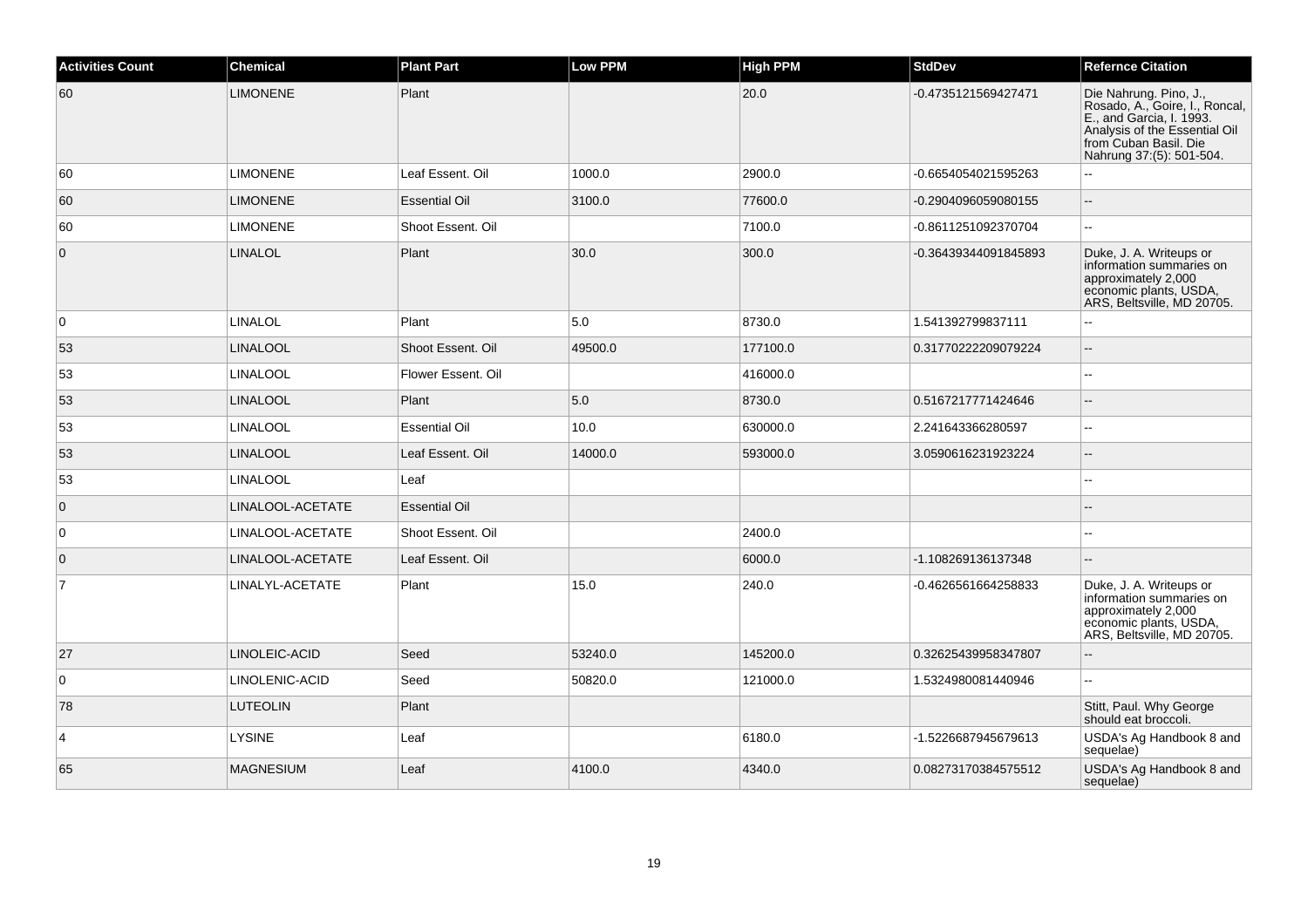| Activities Count | Chemical | Plant Part | Low PPM | High PPM | StdDev | Refernce Citation |
|---|---|---|---|---|---|---|
| 60 | LIMONENE | Plant | | 20.0 | -0.4735121569427471 | Die Nahrung. Pino, J., Rosado, A., Goire, I., Roncal, E., and Garcia, I. 1993. Analysis of the Essential Oil from Cuban Basil. Die Nahrung 37:(5): 501-504. |
| 60 | LIMONENE | Leaf Essent. Oil | 1000.0 | 2900.0 | -0.6654054021595263 | -- |
| 60 | LIMONENE | Essential Oil | 3100.0 | 77600.0 | -0.2904096059080155 | -- |
| 60 | LIMONENE | Shoot Essent. Oil | | 7100.0 | -0.8611251092370704 | -- |
| 0 | LINALOL | Plant | 30.0 | 300.0 | -0.36439344091845893 | Duke, J. A. Writeups or information summaries on approximately 2,000 economic plants, USDA, ARS, Beltsville, MD 20705. |
| 0 | LINALOL | Plant | 5.0 | 8730.0 | 1.541392799837111 | -- |
| 53 | LINALOOL | Shoot Essent. Oil | 49500.0 | 177100.0 | 0.31770222209079224 | -- |
| 53 | LINALOOL | Flower Essent. Oil | | 416000.0 | | -- |
| 53 | LINALOOL | Plant | 5.0 | 8730.0 | 0.5167217771424646 | -- |
| 53 | LINALOOL | Essential Oil | 10.0 | 630000.0 | 2.241643366280597 | -- |
| 53 | LINALOOL | Leaf Essent. Oil | 14000.0 | 593000.0 | 3.0590616231923224 | -- |
| 53 | LINALOOL | Leaf | | | | -- |
| 0 | LINALOOL-ACETATE | Essential Oil | | | | -- |
| 0 | LINALOOL-ACETATE | Shoot Essent. Oil | | 2400.0 | | -- |
| 0 | LINALOOL-ACETATE | Leaf Essent. Oil | | 6000.0 | -1.108269136137348 | -- |
| 7 | LINALYL-ACETATE | Plant | 15.0 | 240.0 | -0.4626561664258833 | Duke, J. A. Writeups or information summaries on approximately 2,000 economic plants, USDA, ARS, Beltsville, MD 20705. |
| 27 | LINOLEIC-ACID | Seed | 53240.0 | 145200.0 | 0.32625439958347807 | -- |
| 0 | LINOLENIC-ACID | Seed | 50820.0 | 121000.0 | 1.5324980081440946 | -- |
| 78 | LUTEOLIN | Plant | | | | Stitt, Paul. Why George should eat broccoli. |
| 4 | LYSINE | Leaf | | 6180.0 | -1.5226687945679613 | USDA's Ag Handbook 8 and sequelae) |
| 65 | MAGNESIUM | Leaf | 4100.0 | 4340.0 | 0.08273170384575512 | USDA's Ag Handbook 8 and sequelae) |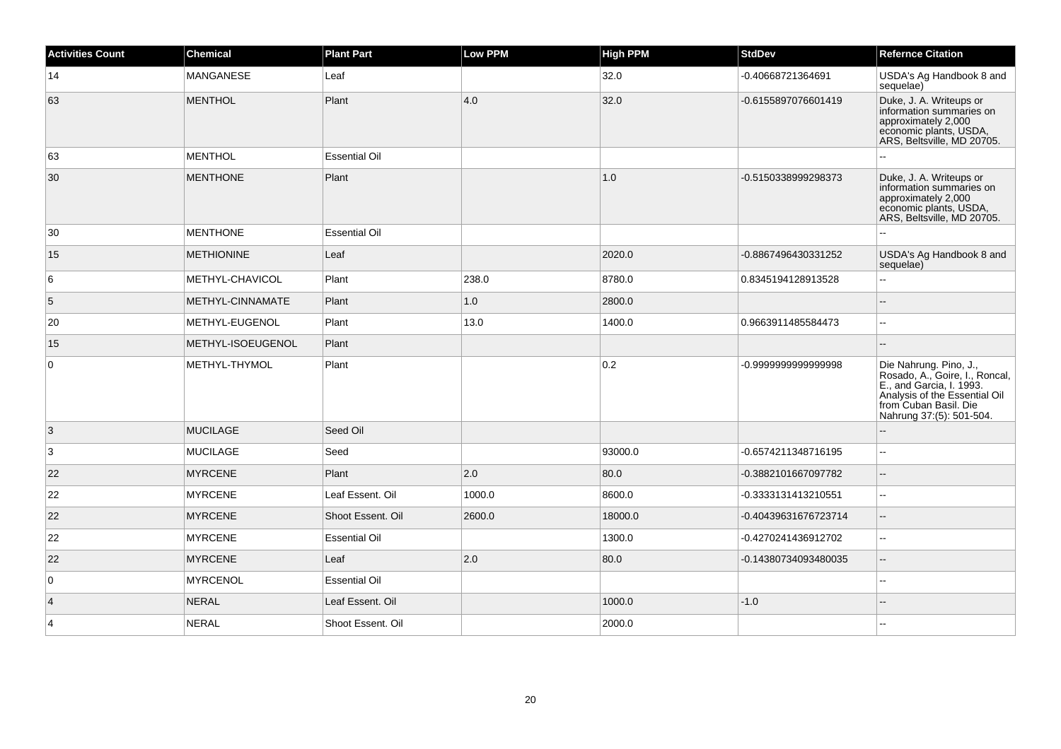| Activities Count | Chemical | Plant Part | Low PPM | High PPM | StdDev | Refernce Citation |
|---|---|---|---|---|---|---|
| 14 | MANGANESE | Leaf | | 32.0 | -0.40668721364691 | USDA's Ag Handbook 8 and sequelae) |
| 63 | MENTHOL | Plant | 4.0 | 32.0 | -0.6155897076601419 | Duke, J. A. Writeups or information summaries on approximately 2,000 economic plants, USDA, ARS, Beltsville, MD 20705. |
| 63 | MENTHOL | Essential Oil | | | | -- |
| 30 | MENTHONE | Plant | | 1.0 | -0.5150338999298373 | Duke, J. A. Writeups or information summaries on approximately 2,000 economic plants, USDA, ARS, Beltsville, MD 20705. |
| 30 | MENTHONE | Essential Oil | | | | -- |
| 15 | METHIONINE | Leaf | | 2020.0 | -0.8867496430331252 | USDA's Ag Handbook 8 and sequelae) |
| 6 | METHYL-CHAVICOL | Plant | 238.0 | 8780.0 | 0.8345194128913528 | -- |
| 5 | METHYL-CINNAMATE | Plant | 1.0 | 2800.0 | | -- |
| 20 | METHYL-EUGENOL | Plant | 13.0 | 1400.0 | 0.9663911485584473 | -- |
| 15 | METHYL-ISOEUGENOL | Plant | | | | -- |
| 0 | METHYL-THYMOL | Plant | | 0.2 | -0.9999999999999998 | Die Nahrung. Pino, J., Rosado, A., Goire, I., Roncal, E., and Garcia, I. 1993. Analysis of the Essential Oil from Cuban Basil. Die Nahrung 37:(5): 501-504. |
| 3 | MUCILAGE | Seed Oil | | | | -- |
| 3 | MUCILAGE | Seed | | 93000.0 | -0.6574211348716195 | -- |
| 22 | MYRCENE | Plant | 2.0 | 80.0 | -0.3882101667097782 | -- |
| 22 | MYRCENE | Leaf Essent. Oil | 1000.0 | 8600.0 | -0.3333131413210551 | -- |
| 22 | MYRCENE | Shoot Essent. Oil | 2600.0 | 18000.0 | -0.40439631676723714 | -- |
| 22 | MYRCENE | Essential Oil | | 1300.0 | -0.4270241436912702 | -- |
| 22 | MYRCENE | Leaf | 2.0 | 80.0 | -0.14380734093480035 | -- |
| 0 | MYRCENOL | Essential Oil | | | | -- |
| 4 | NERAL | Leaf Essent. Oil | | 1000.0 | -1.0 | -- |
| 4 | NERAL | Shoot Essent. Oil | | 2000.0 | | -- |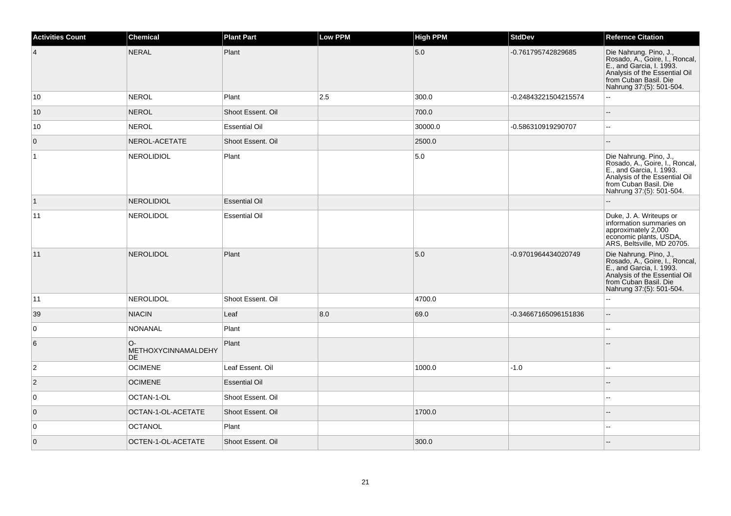| Activities Count | Chemical | Plant Part | Low PPM | High PPM | StdDev | Refernce Citation |
|---|---|---|---|---|---|---|
| 4 | NERAL | Plant | | 5.0 | -0.761795742829685 | Die Nahrung. Pino, J., Rosado, A., Goire, I., Roncal, E., and Garcia, I. 1993. Analysis of the Essential Oil from Cuban Basil. Die Nahrung 37:(5): 501-504. |
| 10 | NEROL | Plant | 2.5 | 300.0 | -0.24843221504215574 | -- |
| 10 | NEROL | Shoot Essent. Oil | | 700.0 | | -- |
| 10 | NEROL | Essential Oil | | 30000.0 | -0.586310919290707 | -- |
| 0 | NEROL-ACETATE | Shoot Essent. Oil | | 2500.0 | | -- |
| 1 | NEROLIDIOL | Plant | | 5.0 | | Die Nahrung. Pino, J., Rosado, A., Goire, I., Roncal, E., and Garcia, I. 1993. Analysis of the Essential Oil from Cuban Basil. Die Nahrung 37:(5): 501-504. |
| 1 | NEROLIDIOL | Essential Oil | | | | -- |
| 11 | NEROLIDOL | Essential Oil | | | | Duke, J. A. Writeups or information summaries on approximately 2,000 economic plants, USDA, ARS, Beltsville, MD 20705. |
| 11 | NEROLIDOL | Plant | | 5.0 | -0.9701964434020749 | Die Nahrung. Pino, J., Rosado, A., Goire, I., Roncal, E., and Garcia, I. 1993. Analysis of the Essential Oil from Cuban Basil. Die Nahrung 37:(5): 501-504. |
| 11 | NEROLIDOL | Shoot Essent. Oil | | 4700.0 | | -- |
| 39 | NIACIN | Leaf | 8.0 | 69.0 | -0.34667165096151836 | -- |
| 0 | NONANAL | Plant | | | | -- |
| 6 | O-METHOXYCINNAMALDEHYDE | Plant | | | | -- |
| 2 | OCIMENE | Leaf Essent. Oil | | 1000.0 | -1.0 | -- |
| 2 | OCIMENE | Essential Oil | | | | -- |
| 0 | OCTAN-1-OL | Shoot Essent. Oil | | | | -- |
| 0 | OCTAN-1-OL-ACETATE | Shoot Essent. Oil | | 1700.0 | | -- |
| 0 | OCTANOL | Plant | | | | -- |
| 0 | OCTEN-1-OL-ACETATE | Shoot Essent. Oil | | 300.0 | | -- |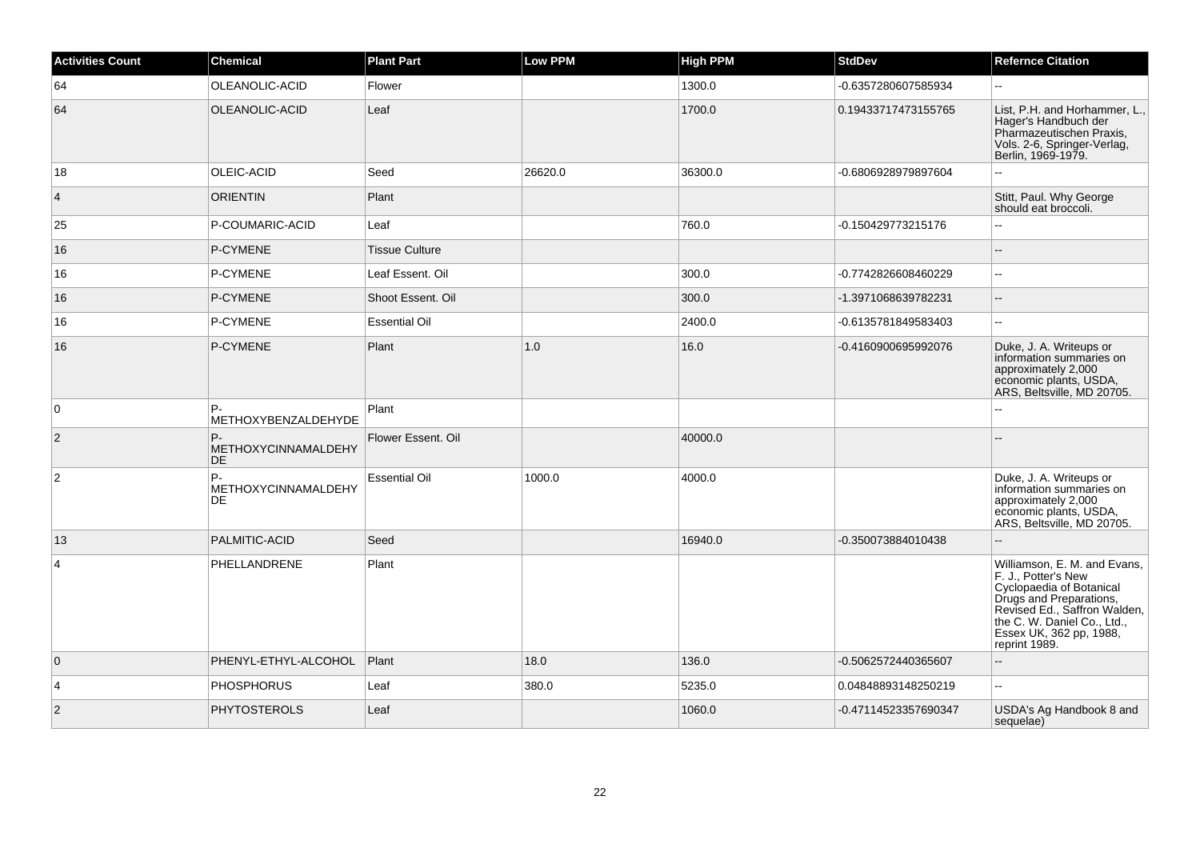| Activities Count | Chemical | Plant Part | Low PPM | High PPM | StdDev | Refernce Citation |
|---|---|---|---|---|---|---|
| 64 | OLEANOLIC-ACID | Flower | | 1300.0 | -0.6357280607585934 | -- |
| 64 | OLEANOLIC-ACID | Leaf | | 1700.0 | 0.19433717473155765 | List, P.H. and Horhammer, L., Hager's Handbuch der Pharmazeutischen Praxis, Vols. 2-6, Springer-Verlag, Berlin, 1969-1979. |
| 18 | OLEIC-ACID | Seed | 26620.0 | 36300.0 | -0.6806928979897604 | -- |
| 4 | ORIENTIN | Plant | | | | Stitt, Paul. Why George should eat broccoli. |
| 25 | P-COUMARIC-ACID | Leaf | | 760.0 | -0.150429773215176 | -- |
| 16 | P-CYMENE | Tissue Culture | | | | -- |
| 16 | P-CYMENE | Leaf Essent. Oil | | 300.0 | -0.7742826608460229 | -- |
| 16 | P-CYMENE | Shoot Essent. Oil | | 300.0 | -1.3971068639782231 | -- |
| 16 | P-CYMENE | Essential Oil | | 2400.0 | -0.6135781849583403 | -- |
| 16 | P-CYMENE | Plant | 1.0 | 16.0 | -0.4160900695992076 | Duke, J. A. Writeups or information summaries on approximately 2,000 economic plants, USDA, ARS, Beltsville, MD 20705. |
| 0 | P-METHOXYBENZALDEHYDE | Plant | | | | -- |
| 2 | P-METHOXYCINNAMALDEHYDE | Flower Essent. Oil | | 40000.0 | | -- |
| 2 | P-METHOXYCINNAMALDEHYDE | Essential Oil | 1000.0 | 4000.0 | | Duke, J. A. Writeups or information summaries on approximately 2,000 economic plants, USDA, ARS, Beltsville, MD 20705. |
| 13 | PALMITIC-ACID | Seed | | 16940.0 | -0.350073884010438 | -- |
| 4 | PHELLANDRENE | Plant | | | | Williamson, E. M. and Evans, F. J., Potter's New Cyclopaedia of Botanical Drugs and Preparations, Revised Ed., Saffron Walden, the C. W. Daniel Co., Ltd., Essex UK, 362 pp, 1988, reprint 1989. |
| 0 | PHENYL-ETHYL-ALCOHOL | Plant | 18.0 | 136.0 | -0.5062572440365607 | -- |
| 4 | PHOSPHORUS | Leaf | 380.0 | 5235.0 | 0.04848893148250219 | -- |
| 2 | PHYTOSTEROLS | Leaf | | 1060.0 | -0.47114523357690347 | USDA's Ag Handbook 8 and sequelae) |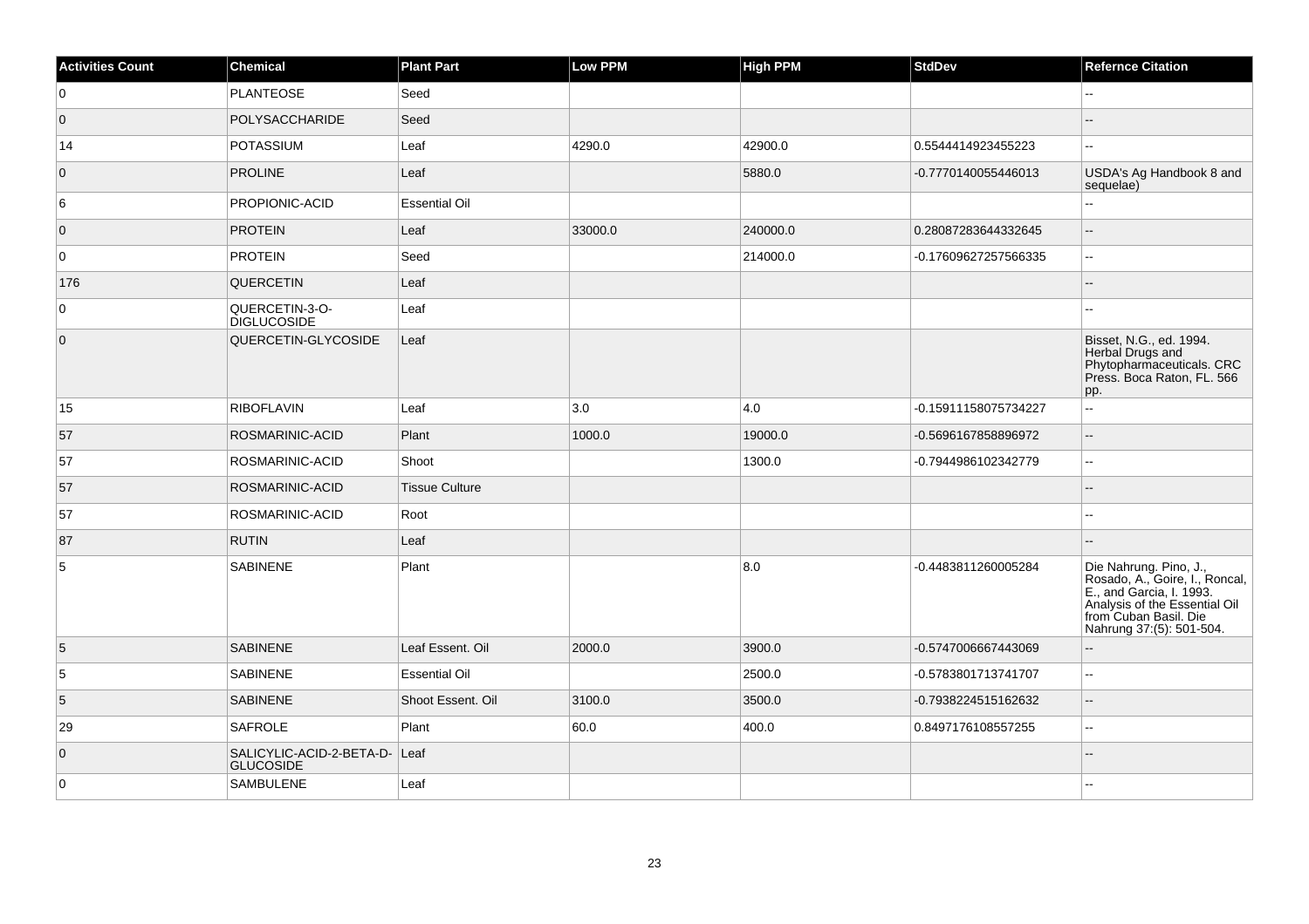| Activities Count | Chemical | Plant Part | Low PPM | High PPM | StdDev | Refernce Citation |
|---|---|---|---|---|---|---|
| 0 | PLANTEOSE | Seed | | | | -- |
| 0 | POLYSACCHARIDE | Seed | | | | -- |
| 14 | POTASSIUM | Leaf | 4290.0 | 42900.0 | 0.5544414923455223 | -- |
| 0 | PROLINE | Leaf | | 5880.0 | -0.7770140055446013 | USDA's Ag Handbook 8 and sequelae) |
| 6 | PROPIONIC-ACID | Essential Oil | | | | -- |
| 0 | PROTEIN | Leaf | 33000.0 | 240000.0 | 0.28087283644332645 | -- |
| 0 | PROTEIN | Seed | | 214000.0 | -0.17609627257566335 | -- |
| 176 | QUERCETIN | Leaf | | | | -- |
| 0 | QUERCETIN-3-O-DIGLUCOSIDE | Leaf | | | | -- |
| 0 | QUERCETIN-GLYCOSIDE | Leaf | | | | Bisset, N.G., ed. 1994. Herbal Drugs and Phytopharmaceuticals. CRC Press. Boca Raton, FL. 566 pp. |
| 15 | RIBOFLAVIN | Leaf | 3.0 | 4.0 | -0.15911158075734227 | -- |
| 57 | ROSMARINIC-ACID | Plant | 1000.0 | 19000.0 | -0.5696167858896972 | -- |
| 57 | ROSMARINIC-ACID | Shoot | | 1300.0 | -0.7944986102342779 | -- |
| 57 | ROSMARINIC-ACID | Tissue Culture | | | | -- |
| 57 | ROSMARINIC-ACID | Root | | | | -- |
| 87 | RUTIN | Leaf | | | | -- |
| 5 | SABINENE | Plant | | 8.0 | -0.4483811260005284 | Die Nahrung. Pino, J., Rosado, A., Goire, I., Roncal, E., and Garcia, I. 1993. Analysis of the Essential Oil from Cuban Basil. Die Nahrung 37:(5): 501-504. |
| 5 | SABINENE | Leaf Essent. Oil | 2000.0 | 3900.0 | -0.5747006667443069 | -- |
| 5 | SABINENE | Essential Oil | | 2500.0 | -0.5783801713741707 | -- |
| 5 | SABINENE | Shoot Essent. Oil | 3100.0 | 3500.0 | -0.7938224515162632 | -- |
| 29 | SAFROLE | Plant | 60.0 | 400.0 | 0.8497176108557255 | -- |
| 0 | SALICYLIC-ACID-2-BETA-D-GLUCOSIDE | Leaf | | | | -- |
| 0 | SAMBULENE | Leaf | | | | -- |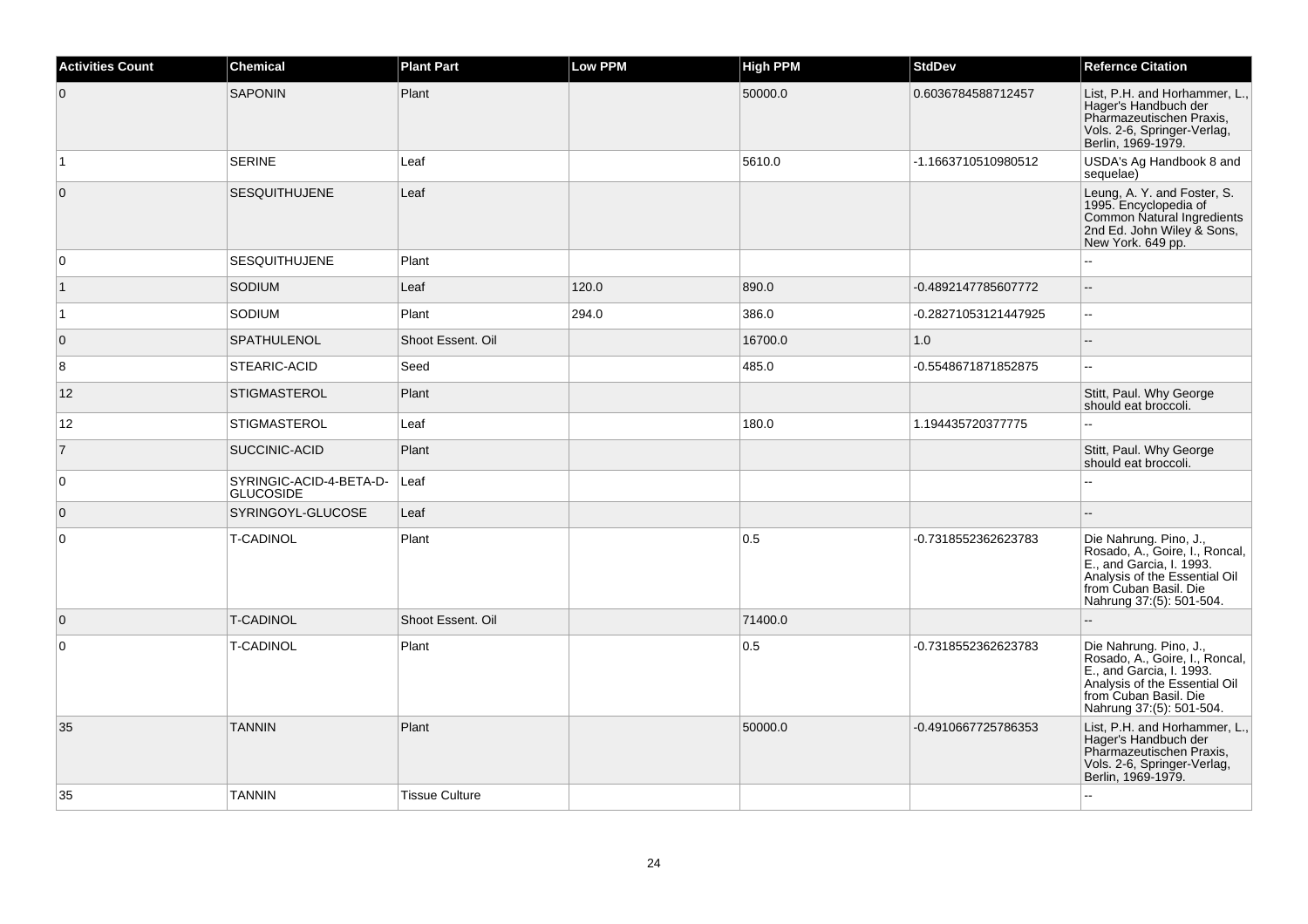| Activities Count | Chemical | Plant Part | Low PPM | High PPM | StdDev | Refernce Citation |
|---|---|---|---|---|---|---|
| 0 | SAPONIN | Plant | | 50000.0 | 0.6036784588712457 | List, P.H. and Horhammer, L., Hager's Handbuch der Pharmazeutischen Praxis, Vols. 2-6, Springer-Verlag, Berlin, 1969-1979. |
| 1 | SERINE | Leaf | | 5610.0 | -1.1663710510980512 | USDA's Ag Handbook 8 and sequelae) |
| 0 | SESQUITHUJENE | Leaf | | | | Leung, A. Y. and Foster, S. 1995. Encyclopedia of Common Natural Ingredients 2nd Ed. John Wiley & Sons, New York. 649 pp. |
| 0 | SESQUITHUJENE | Plant | | | | -- |
| 1 | SODIUM | Leaf | 120.0 | 890.0 | -0.4892147785607772 | -- |
| 1 | SODIUM | Plant | 294.0 | 386.0 | -0.28271053121447925 | -- |
| 0 | SPATHULENOL | Shoot Essent. Oil | | 16700.0 | 1.0 | -- |
| 8 | STEARIC-ACID | Seed | | 485.0 | -0.5548671871852875 | -- |
| 12 | STIGMASTEROL | Plant | | | | Stitt, Paul. Why George should eat broccoli. |
| 12 | STIGMASTEROL | Leaf | | 180.0 | 1.194435720377775 | -- |
| 7 | SUCCINIC-ACID | Plant | | | | Stitt, Paul. Why George should eat broccoli. |
| 0 | SYRINGIC-ACID-4-BETA-D-GLUCOSIDE | Leaf | | | | -- |
| 0 | SYRINGOYL-GLUCOSE | Leaf | | | | -- |
| 0 | T-CADINOL | Plant | | 0.5 | -0.7318552362623783 | Die Nahrung. Pino, J., Rosado, A., Goire, I., Roncal, E., and Garcia, I. 1993. Analysis of the Essential Oil from Cuban Basil. Die Nahrung 37:(5): 501-504. |
| 0 | T-CADINOL | Shoot Essent. Oil | | 71400.0 | | -- |
| 0 | T-CADINOL | Plant | | 0.5 | -0.7318552362623783 | Die Nahrung. Pino, J., Rosado, A., Goire, I., Roncal, E., and Garcia, I. 1993. Analysis of the Essential Oil from Cuban Basil. Die Nahrung 37:(5): 501-504. |
| 35 | TANNIN | Plant | | 50000.0 | -0.4910667725786353 | List, P.H. and Horhammer, L., Hager's Handbuch der Pharmazeutischen Praxis, Vols. 2-6, Springer-Verlag, Berlin, 1969-1979. |
| 35 | TANNIN | Tissue Culture | | | | -- |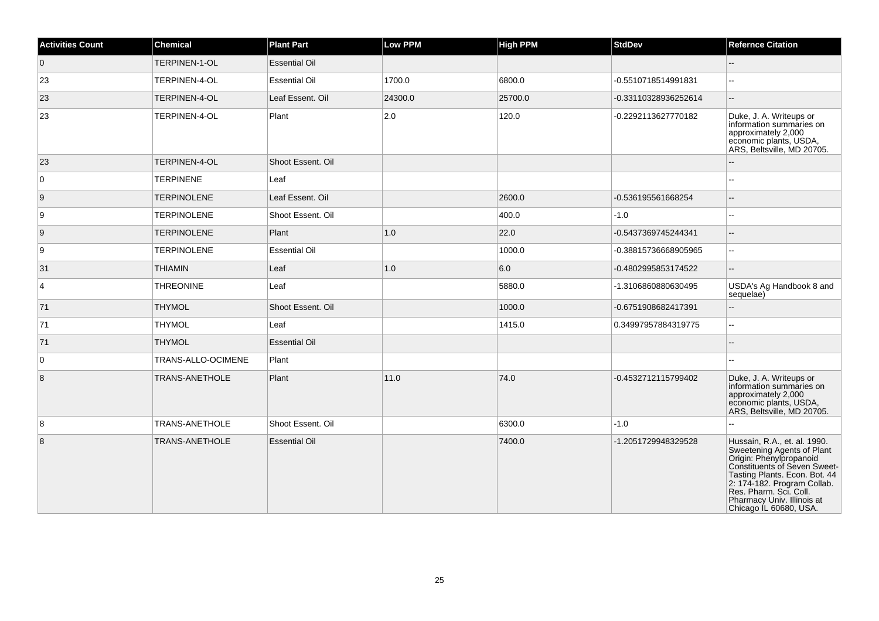| Activities Count | Chemical | Plant Part | Low PPM | High PPM | StdDev | Refernce Citation |
|---|---|---|---|---|---|---|
| 0 | TERPINEN-1-OL | Essential Oil | | | | -- |
| 23 | TERPINEN-4-OL | Essential Oil | 1700.0 | 6800.0 | -0.5510718514991831 | -- |
| 23 | TERPINEN-4-OL | Leaf Essent. Oil | 24300.0 | 25700.0 | -0.33110328936252614 | -- |
| 23 | TERPINEN-4-OL | Plant | 2.0 | 120.0 | -0.2292113627770182 | Duke, J. A. Writeups or information summaries on approximately 2,000 economic plants, USDA, ARS, Beltsville, MD 20705. |
| 23 | TERPINEN-4-OL | Shoot Essent. Oil | | | | -- |
| 0 | TERPINENE | Leaf | | | | -- |
| 9 | TERPINOLENE | Leaf Essent. Oil | | 2600.0 | -0.536195561668254 | -- |
| 9 | TERPINOLENE | Shoot Essent. Oil | | 400.0 | -1.0 | -- |
| 9 | TERPINOLENE | Plant | 1.0 | 22.0 | -0.5437369745244341 | -- |
| 9 | TERPINOLENE | Essential Oil | | 1000.0 | -0.38815736668905965 | -- |
| 31 | THIAMIN | Leaf | 1.0 | 6.0 | -0.4802995853174522 | -- |
| 4 | THREONINE | Leaf | | 5880.0 | -1.3106860880630495 | USDA's Ag Handbook 8 and sequelae) |
| 71 | THYMOL | Shoot Essent. Oil | | 1000.0 | -0.6751908682417391 | -- |
| 71 | THYMOL | Leaf | | 1415.0 | 0.34997957884319775 | -- |
| 71 | THYMOL | Essential Oil | | | | -- |
| 0 | TRANS-ALLO-OCIMENE | Plant | | | | -- |
| 8 | TRANS-ANETHOLE | Plant | 11.0 | 74.0 | -0.4532712115799402 | Duke, J. A. Writeups or information summaries on approximately 2,000 economic plants, USDA, ARS, Beltsville, MD 20705. |
| 8 | TRANS-ANETHOLE | Shoot Essent. Oil | | 6300.0 | -1.0 | -- |
| 8 | TRANS-ANETHOLE | Essential Oil | | 7400.0 | -1.2051729948329528 | Hussain, R.A., et. al. 1990. Sweetening Agents of Plant Origin: Phenylpropanoid Constituents of Seven Sweet-Tasting Plants. Econ. Bot. 44 2: 174-182. Program Collab. Res. Pharm. Sci. Coll. Pharmacy Univ. Illinois at Chicago IL 60680, USA. |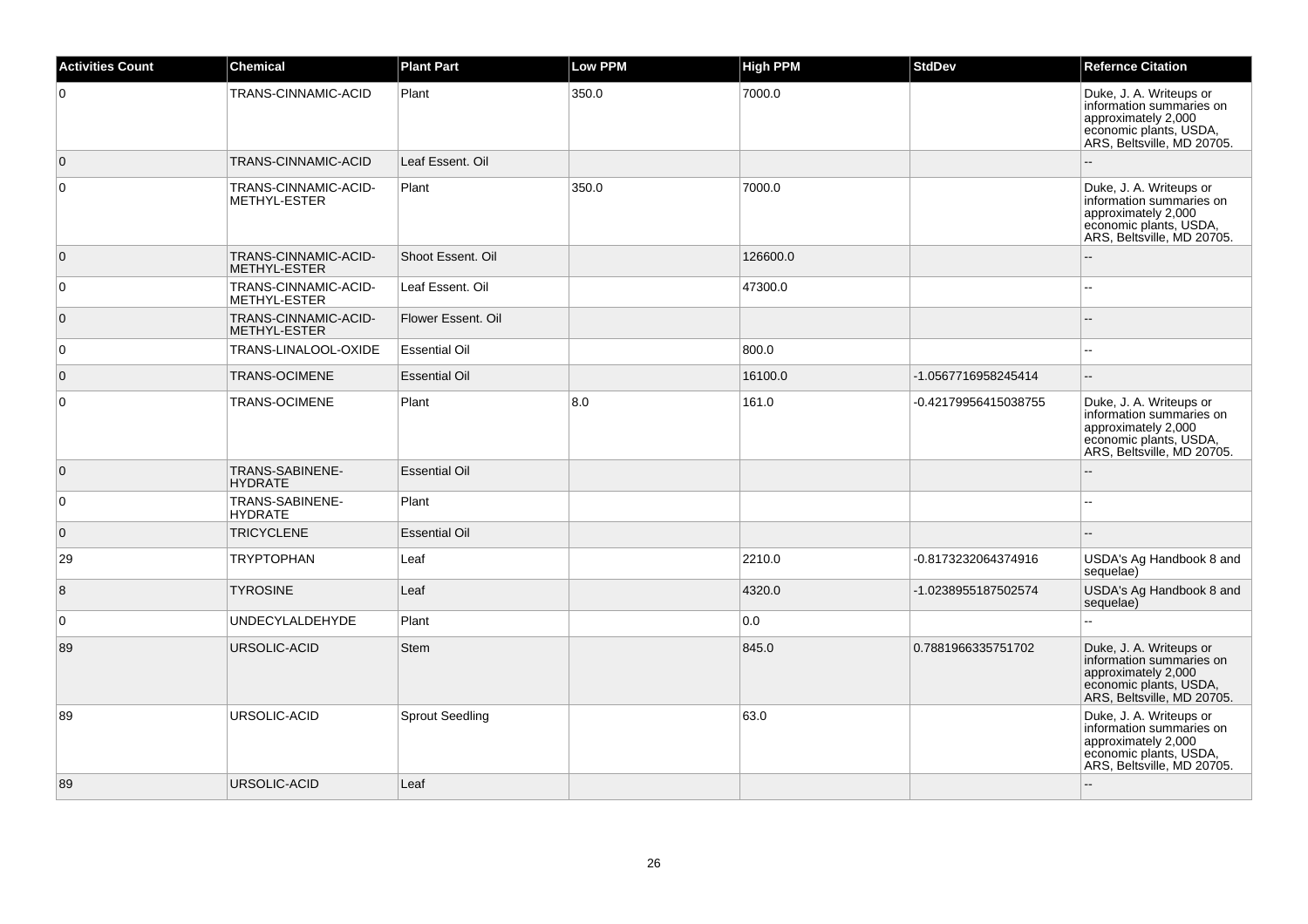| Activities Count | Chemical | Plant Part | Low PPM | High PPM | StdDev | Refernce Citation |
| --- | --- | --- | --- | --- | --- | --- |
| 0 | TRANS-CINNAMIC-ACID | Plant | 350.0 | 7000.0 | | Duke, J. A. Writeups or information summaries on approximately 2,000 economic plants, USDA, ARS, Beltsville, MD 20705. |
| 0 | TRANS-CINNAMIC-ACID | Leaf Essent. Oil | | | | -- |
| 0 | TRANS-CINNAMIC-ACID-METHYL-ESTER | Plant | 350.0 | 7000.0 | | Duke, J. A. Writeups or information summaries on approximately 2,000 economic plants, USDA, ARS, Beltsville, MD 20705. |
| 0 | TRANS-CINNAMIC-ACID-METHYL-ESTER | Shoot Essent. Oil | | 126600.0 | | -- |
| 0 | TRANS-CINNAMIC-ACID-METHYL-ESTER | Leaf Essent. Oil | | 47300.0 | | -- |
| 0 | TRANS-CINNAMIC-ACID-METHYL-ESTER | Flower Essent. Oil | | | | -- |
| 0 | TRANS-LINALOOL-OXIDE | Essential Oil | | 800.0 | | -- |
| 0 | TRANS-OCIMENE | Essential Oil | | 16100.0 | -1.0567716958245414 | -- |
| 0 | TRANS-OCIMENE | Plant | 8.0 | 161.0 | -0.42179956415038755 | Duke, J. A. Writeups or information summaries on approximately 2,000 economic plants, USDA, ARS, Beltsville, MD 20705. |
| 0 | TRANS-SABINENE-HYDRATE | Essential Oil | | | | -- |
| 0 | TRANS-SABINENE-HYDRATE | Plant | | | | -- |
| 0 | TRICYCLENE | Essential Oil | | | | -- |
| 29 | TRYPTOPHAN | Leaf | | 2210.0 | -0.8173232064374916 | USDA's Ag Handbook 8 and sequelae) |
| 8 | TYROSINE | Leaf | | 4320.0 | -1.0238955187502574 | USDA's Ag Handbook 8 and sequelae) |
| 0 | UNDECYLALDEHYDE | Plant | | 0.0 | | -- |
| 89 | URSOLIC-ACID | Stem | | 845.0 | 0.7881966335751702 | Duke, J. A. Writeups or information summaries on approximately 2,000 economic plants, USDA, ARS, Beltsville, MD 20705. |
| 89 | URSOLIC-ACID | Sprout Seedling | | 63.0 | | Duke, J. A. Writeups or information summaries on approximately 2,000 economic plants, USDA, ARS, Beltsville, MD 20705. |
| 89 | URSOLIC-ACID | Leaf | | | | -- |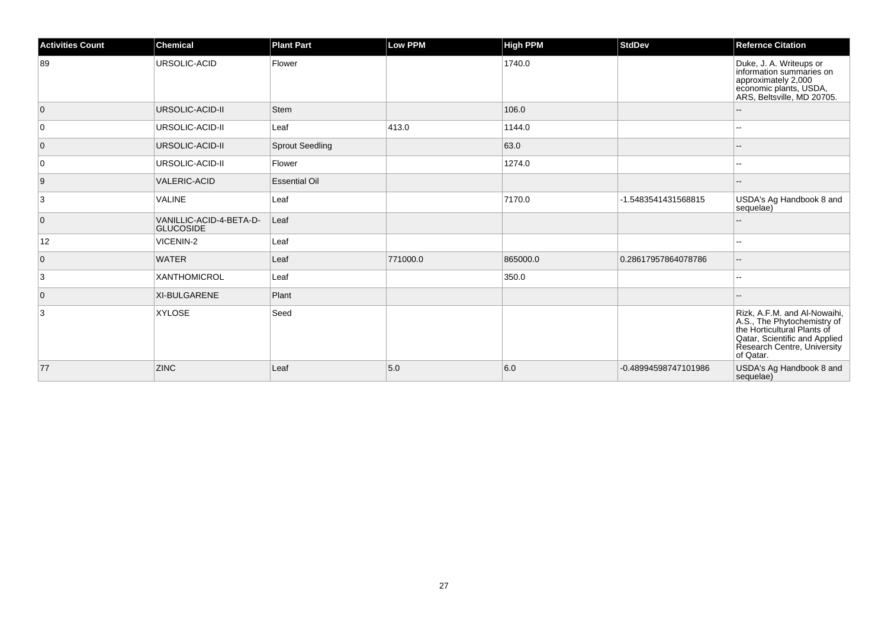| Activities Count | Chemical | Plant Part | Low PPM | High PPM | StdDev | Refernce Citation |
|---|---|---|---|---|---|---|
| 89 | URSOLIC-ACID | Flower | | 1740.0 | | Duke, J. A. Writeups or information summaries on approximately 2,000 economic plants, USDA, ARS, Beltsville, MD 20705. |
| 0 | URSOLIC-ACID-II | Stem | | 106.0 | | -- |
| 0 | URSOLIC-ACID-II | Leaf | 413.0 | 1144.0 | | -- |
| 0 | URSOLIC-ACID-II | Sprout Seedling | | 63.0 | | -- |
| 0 | URSOLIC-ACID-II | Flower | | 1274.0 | | -- |
| 9 | VALERIC-ACID | Essential Oil | | | | -- |
| 3 | VALINE | Leaf | | 7170.0 | -1.5483541431568815 | USDA's Ag Handbook 8 and sequelae) |
| 0 | VANILLIC-ACID-4-BETA-D-GLUCOSIDE | Leaf | | | | -- |
| 12 | VICENIN-2 | Leaf | | | | -- |
| 0 | WATER | Leaf | 771000.0 | 865000.0 | 0.28617957864078786 | -- |
| 3 | XANTHOMICROL | Leaf | | 350.0 | | -- |
| 0 | XI-BULGARENE | Plant | | | | -- |
| 3 | XYLOSE | Seed | | | | Rizk, A.F.M. and Al-Nowaihi, A.S., The Phytochemistry of the Horticultural Plants of Qatar, Scientific and Applied Research Centre, University of Qatar. |
| 77 | ZINC | Leaf | 5.0 | 6.0 | -0.48994598747101986 | USDA's Ag Handbook 8 and sequelae) |